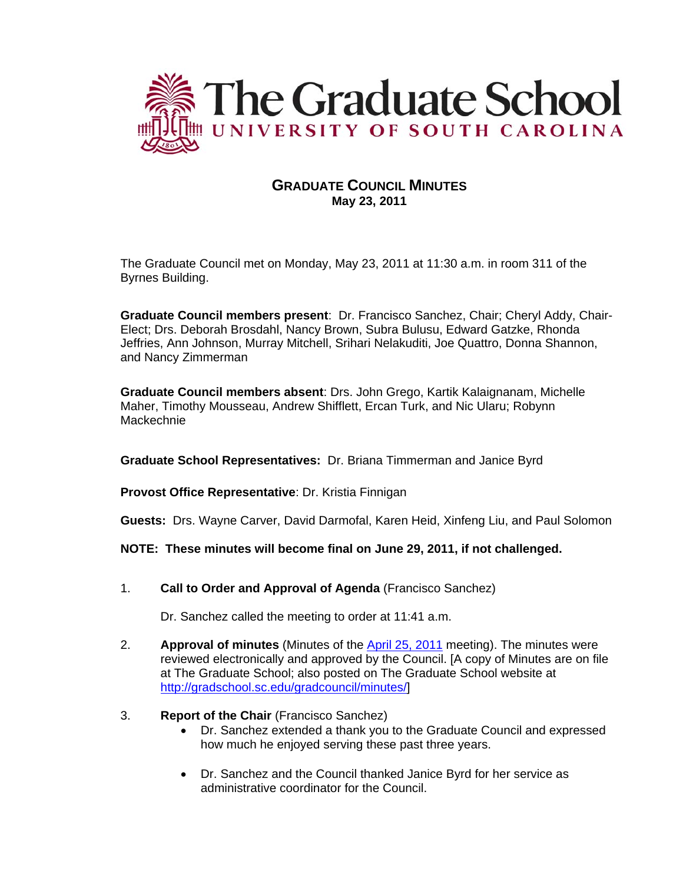# The Graduate School
## UNIVERSITY OF SOUTH CAROLINA

## GRADUATE COUNCIL MINUTES
**May 23, 2011**

The Graduate Council met on Monday, May 23, 2011 at 11:30 a.m. in room 311 of the Byrnes Building.

**Graduate Council members present**: Dr. Francisco Sanchez, Chair; Cheryl Addy, Chair-Elect; Drs. Deborah Brosdahl, Nancy Brown, Subra Bulusu, Edward Gatzke, Rhonda Jeffries, Ann Johnson, Murray Mitchell, Srihari Nelakuditi, Joe Quattro, Donna Shannon, and Nancy Zimmerman

**Graduate Council members absent**: Drs. John Grego, Kartik Kalaignanam, Michelle Maher, Timothy Mousseau, Andrew Shifflett, Ercan Turk, and Nic Ularu; Robynn Mackechnie

**Graduate School Representatives:** Dr. Briana Timmerman and Janice Byrd

**Provost Office Representative**: Dr. Kristia Finnigan

**Guests:** Drs. Wayne Carver, David Darmofal, Karen Heid, Xinfeng Liu, and Paul Solomon

**NOTE: These minutes will become final on June 29, 2011, if not challenged.**

1. **Call to Order and Approval of Agenda** (Francisco Sanchez)

   Dr. Sanchez called the meeting to order at 11:41 a.m.

2. **Approval of minutes** (Minutes of the April 25, 2011 meeting). The minutes were reviewed electronically and approved by the Council. [A copy of Minutes are on file at The Graduate School; also posted on The Graduate School website at http://gradschool.sc.edu/gradcouncil/minutes/]

3. **Report of the Chair** (Francisco Sanchez)
   - Dr. Sanchez extended a thank you to the Graduate Council and expressed how much he enjoyed serving these past three years.
   - Dr. Sanchez and the Council thanked Janice Byrd for her service as administrative coordinator for the Council.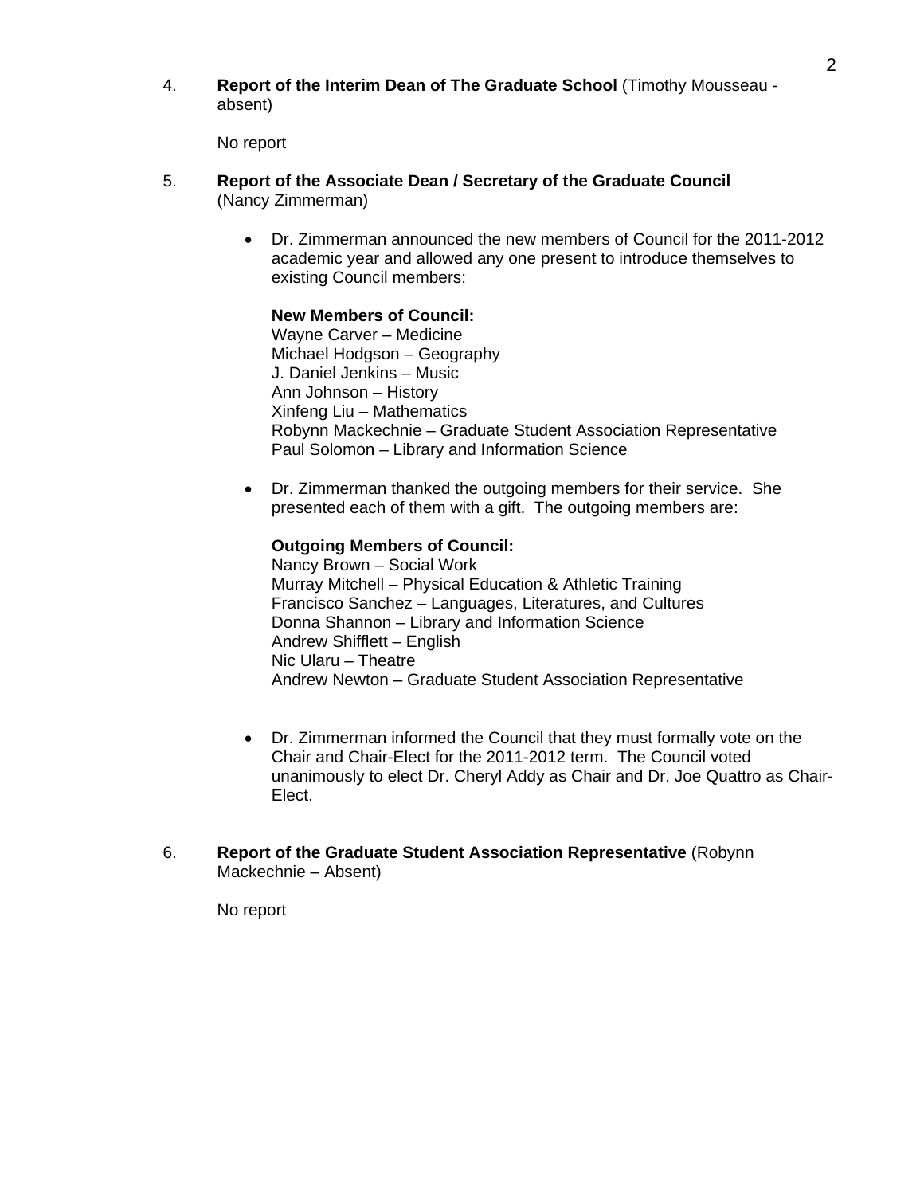4. **Report of the Interim Dean of The Graduate School** (Timothy Mousseau - absent)

   No report

5. **Report of the Associate Dean / Secretary of the Graduate Council** (Nancy Zimmerman)

   - Dr. Zimmerman announced the new members of Council for the 2011-2012 academic year and allowed any one present to introduce themselves to existing Council members:

     **New Members of Council:**
     Wayne Carver – Medicine
     Michael Hodgson – Geography
     J. Daniel Jenkins – Music
     Ann Johnson – History
     Xinfeng Liu – Mathematics
     Robynn Mackechnie – Graduate Student Association Representative
     Paul Solomon – Library and Information Science

   - Dr. Zimmerman thanked the outgoing members for their service. She presented each of them with a gift. The outgoing members are:

     **Outgoing Members of Council:**
     Nancy Brown – Social Work
     Murray Mitchell – Physical Education & Athletic Training
     Francisco Sanchez – Languages, Literatures, and Cultures
     Donna Shannon – Library and Information Science
     Andrew Shifflett – English
     Nic Ularu – Theatre
     Andrew Newton – Graduate Student Association Representative

   - Dr. Zimmerman informed the Council that they must formally vote on the Chair and Chair-Elect for the 2011-2012 term. The Council voted unanimously to elect Dr. Cheryl Addy as Chair and Dr. Joe Quattro as Chair-Elect.

6. **Report of the Graduate Student Association Representative** (Robynn Mackechnie – Absent)

   No report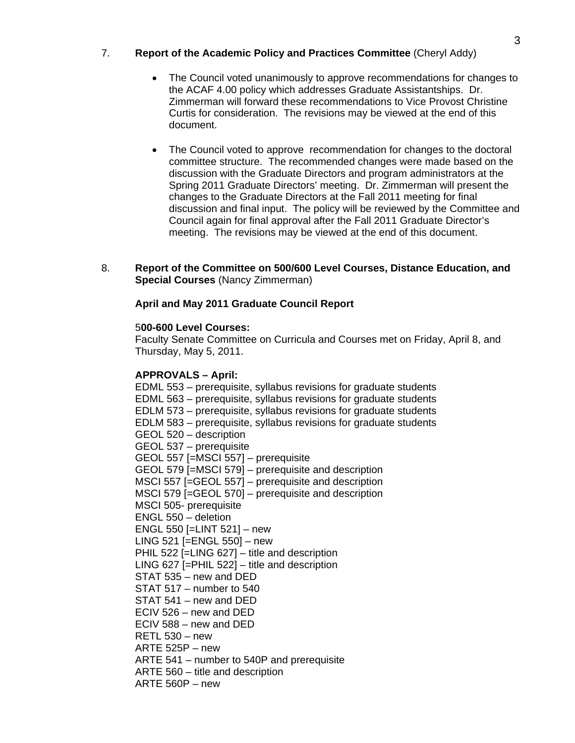7. **Report of the Academic Policy and Practices Committee** (Cheryl Addy)

   - The Council voted unanimously to approve recommendations for changes to the ACAF 4.00 policy which addresses Graduate Assistantships. Dr. Zimmerman will forward these recommendations to Vice Provost Christine Curtis for consideration. The revisions may be viewed at the end of this document.

   - The Council voted to approve recommendation for changes to the doctoral committee structure. The recommended changes were made based on the discussion with the Graduate Directors and program administrators at the Spring 2011 Graduate Directors' meeting. Dr. Zimmerman will present the changes to the Graduate Directors at the Fall 2011 meeting for final discussion and final input. The policy will be reviewed by the Committee and Council again for final approval after the Fall 2011 Graduate Director's meeting. The revisions may be viewed at the end of this document.

8. **Report of the Committee on 500/600 Level Courses, Distance Education, and Special Courses** (Nancy Zimmerman)

**April and May 2011 Graduate Council Report**

5**00-600 Level Courses:**
Faculty Senate Committee on Curricula and Courses met on Friday, April 8, and Thursday, May 5, 2011.

**APPROVALS – April:**
EDML 553 – prerequisite, syllabus revisions for graduate students
EDML 563 – prerequisite, syllabus revisions for graduate students
EDLM 573 – prerequisite, syllabus revisions for graduate students
EDLM 583 – prerequisite, syllabus revisions for graduate students
GEOL 520 – description
GEOL 537 – prerequisite
GEOL 557 [=MSCI 557] – prerequisite
GEOL 579 [=MSCI 579] – prerequisite and description
MSCI 557 [=GEOL 557] – prerequisite and description
MSCI 579 [=GEOL 570] – prerequisite and description
MSCI 505- prerequisite
ENGL 550 – deletion
ENGL 550 [=LINT 521] – new
LING 521 [=ENGL 550] – new
PHIL 522 [=LING 627] – title and description
LING 627 [=PHIL 522] – title and description
STAT 535 – new and DED
STAT 517 – number to 540
STAT 541 – new and DED
ECIV 526 – new and DED
ECIV 588 – new and DED
RETL 530 – new
ARTE 525P – new
ARTE 541 – number to 540P and prerequisite
ARTE 560 – title and description
ARTE 560P – new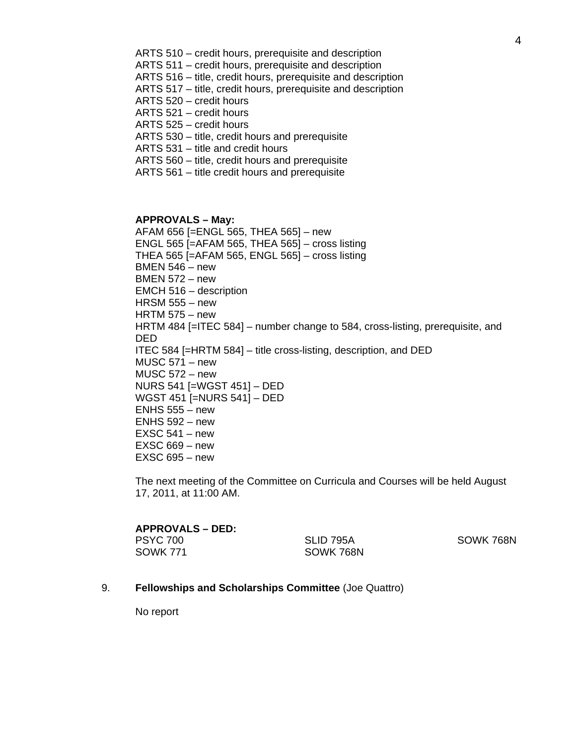ARTS 510 – credit hours, prerequisite and description
ARTS 511 – credit hours, prerequisite and description
ARTS 516 – title, credit hours, prerequisite and description
ARTS 517 – title, credit hours, prerequisite and description
ARTS 520 – credit hours
ARTS 521 – credit hours
ARTS 525 – credit hours
ARTS 530 – title, credit hours and prerequisite
ARTS 531 – title and credit hours
ARTS 560 – title, credit hours and prerequisite
ARTS 561 – title credit hours and prerequisite

**APPROVALS – May:**
AFAM 656 [=ENGL 565, THEA 565] – new
ENGL 565 [=AFAM 565, THEA 565] – cross listing
THEA 565 [=AFAM 565, ENGL 565] – cross listing
BMEN 546 – new
BMEN 572 – new
EMCH 516 – description
HRSM 555 – new
HRTM 575 – new
HRTM 484 [=ITEC 584] – number change to 584, cross-listing, prerequisite, and DED
ITEC 584 [=HRTM 584] – title cross-listing, description, and DED
MUSC 571 – new
MUSC 572 – new
NURS 541 [=WGST 451] – DED
WGST 451 [=NURS 541] – DED
ENHS 555 – new
ENHS 592 – new
EXSC 541 – new
EXSC 669 – new
EXSC 695 – new

The next meeting of the Committee on Curricula and Courses will be held August 17, 2011, at 11:00 AM.

**APPROVALS – DED:**

| | | |
|---|---|---|
| PSYC 700 | SLID 795A | SOWK 768N |
| SOWK 771 | SOWK 768N | |

9. **Fellowships and Scholarships Committee** (Joe Quattro)

No report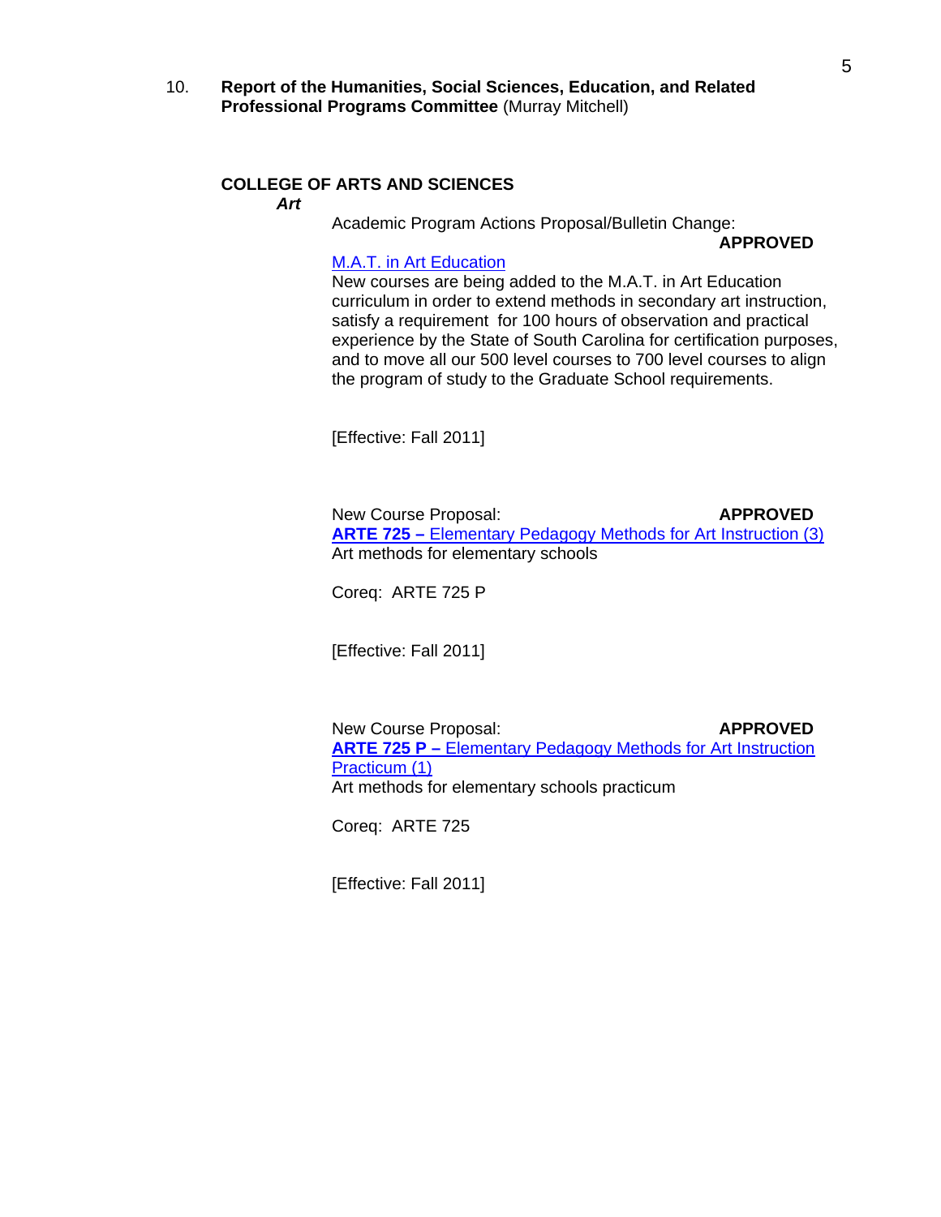10. **Report of the Humanities, Social Sciences, Education, and Related Professional Programs Committee** (Murray Mitchell)

**COLLEGE OF ARTS AND SCIENCES**

***Art***

Academic Program Actions Proposal/Bulletin Change: **APPROVED**

M.A.T. in Art Education
New courses are being added to the M.A.T. in Art Education curriculum in order to extend methods in secondary art instruction, satisfy a requirement for 100 hours of observation and practical experience by the State of South Carolina for certification purposes, and to move all our 500 level courses to 700 level courses to align the program of study to the Graduate School requirements.

[Effective: Fall 2011]

New Course Proposal: **APPROVED**

**ARTE 725 –** Elementary Pedagogy Methods for Art Instruction (3)
Art methods for elementary schools

Coreq: ARTE 725 P

[Effective: Fall 2011]

New Course Proposal: **APPROVED**

**ARTE 725 P –** Elementary Pedagogy Methods for Art Instruction Practicum (1)
Art methods for elementary schools practicum

Coreq: ARTE 725

[Effective: Fall 2011]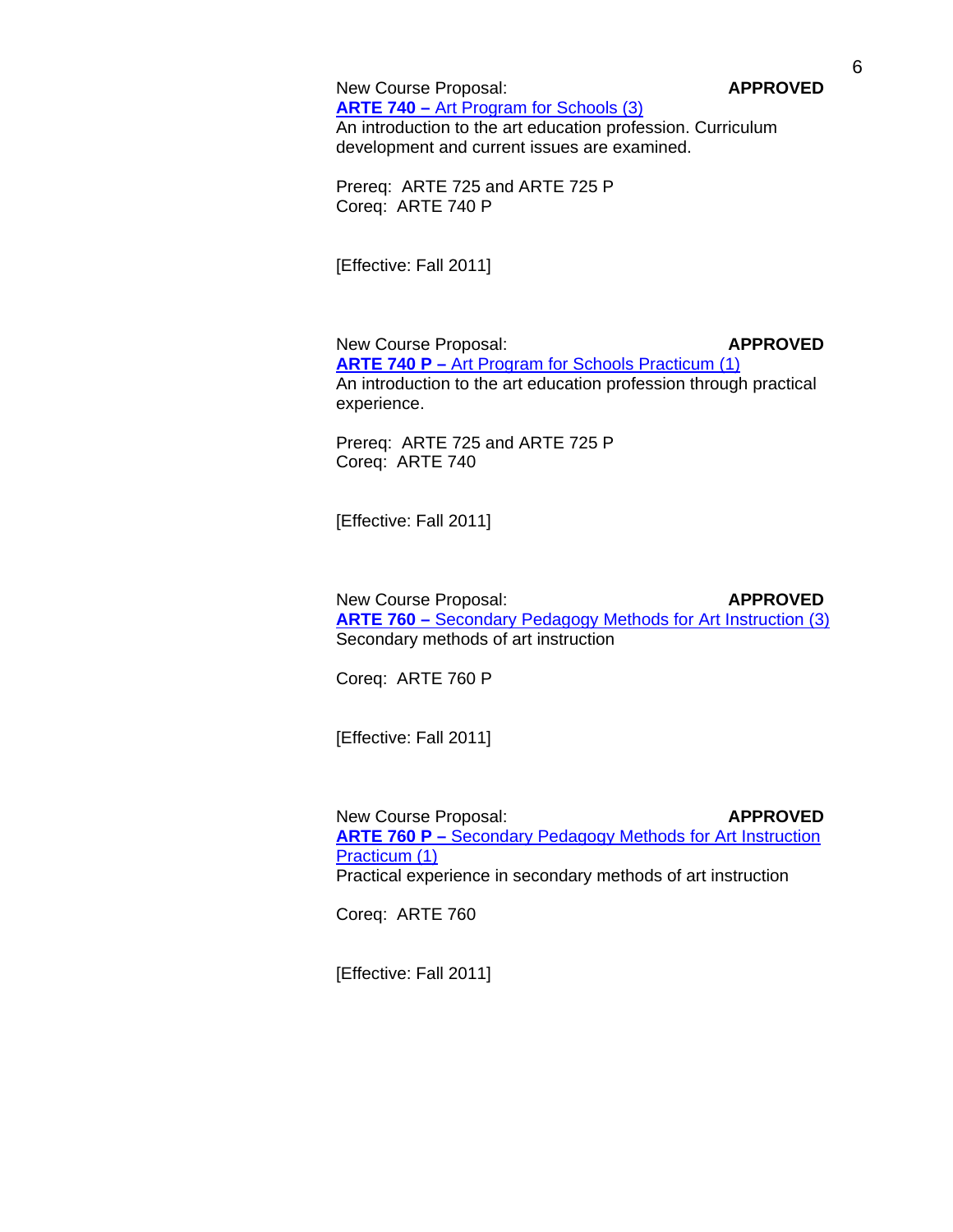New Course Proposal: **APPROVED**
**ARTE 740 –** Art Program for Schools (3)
An introduction to the art education profession. Curriculum development and current issues are examined.

Prereq: ARTE 725 and ARTE 725 P
Coreq: ARTE 740 P

[Effective: Fall 2011]

New Course Proposal: **APPROVED**
**ARTE 740 P –** Art Program for Schools Practicum (1)
An introduction to the art education profession through practical experience.

Prereq: ARTE 725 and ARTE 725 P
Coreq: ARTE 740

[Effective: Fall 2011]

New Course Proposal: **APPROVED**
**ARTE 760 –** Secondary Pedagogy Methods for Art Instruction (3)
Secondary methods of art instruction

Coreq: ARTE 760 P

[Effective: Fall 2011]

New Course Proposal: **APPROVED**
**ARTE 760 P –** Secondary Pedagogy Methods for Art Instruction Practicum (1)
Practical experience in secondary methods of art instruction

Coreq: ARTE 760

[Effective: Fall 2011]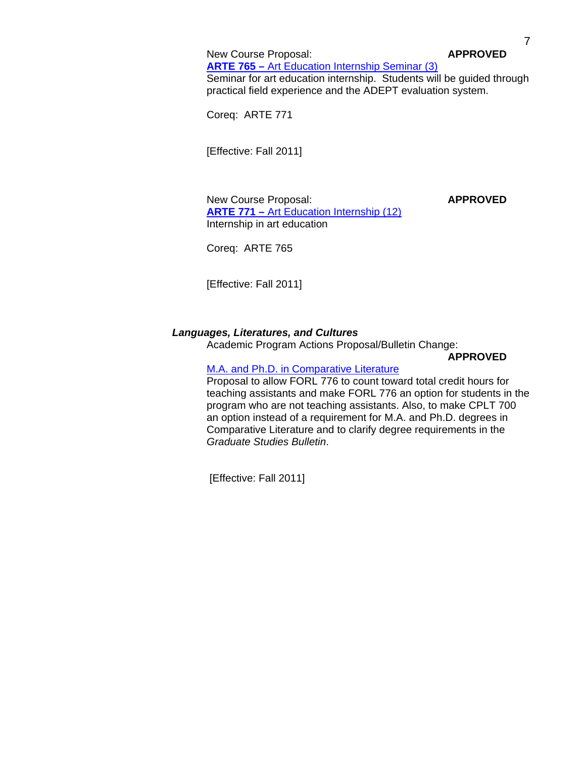New Course Proposal: **APPROVED**

**ARTE 765 –** Art Education Internship Seminar (3)

Seminar for art education internship. Students will be guided through practical field experience and the ADEPT evaluation system.

Coreq: ARTE 771

[Effective: Fall 2011]

New Course Proposal: **APPROVED**

**ARTE 771 –** Art Education Internship (12)

Internship in art education

Coreq: ARTE 765

[Effective: Fall 2011]

***Languages, Literatures, and Cultures***

Academic Program Actions Proposal/Bulletin Change: **APPROVED**

M.A. and Ph.D. in Comparative Literature

Proposal to allow FORL 776 to count toward total credit hours for teaching assistants and make FORL 776 an option for students in the program who are not teaching assistants. Also, to make CPLT 700 an option instead of a requirement for M.A. and Ph.D. degrees in Comparative Literature and to clarify degree requirements in the *Graduate Studies Bulletin*.

[Effective: Fall 2011]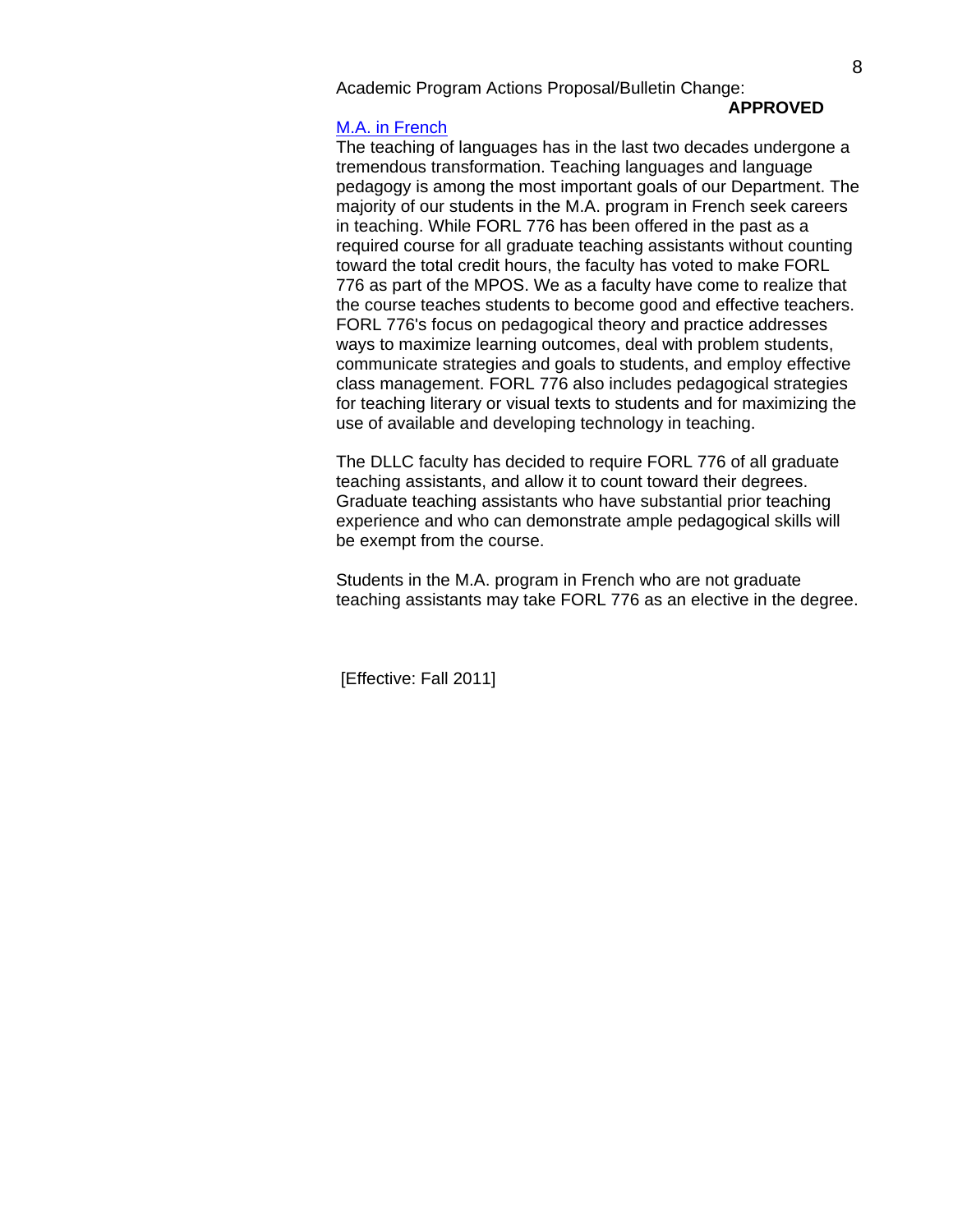Academic Program Actions Proposal/Bulletin Change:

**APPROVED**

M.A. in French

The teaching of languages has in the last two decades undergone a tremendous transformation. Teaching languages and language pedagogy is among the most important goals of our Department. The majority of our students in the M.A. program in French seek careers in teaching. While FORL 776 has been offered in the past as a required course for all graduate teaching assistants without counting toward the total credit hours, the faculty has voted to make FORL 776 as part of the MPOS. We as a faculty have come to realize that the course teaches students to become good and effective teachers. FORL 776's focus on pedagogical theory and practice addresses ways to maximize learning outcomes, deal with problem students, communicate strategies and goals to students, and employ effective class management. FORL 776 also includes pedagogical strategies for teaching literary or visual texts to students and for maximizing the use of available and developing technology in teaching.

The DLLC faculty has decided to require FORL 776 of all graduate teaching assistants, and allow it to count toward their degrees. Graduate teaching assistants who have substantial prior teaching experience and who can demonstrate ample pedagogical skills will be exempt from the course.

Students in the M.A. program in French who are not graduate teaching assistants may take FORL 776 as an elective in the degree.

[Effective: Fall 2011]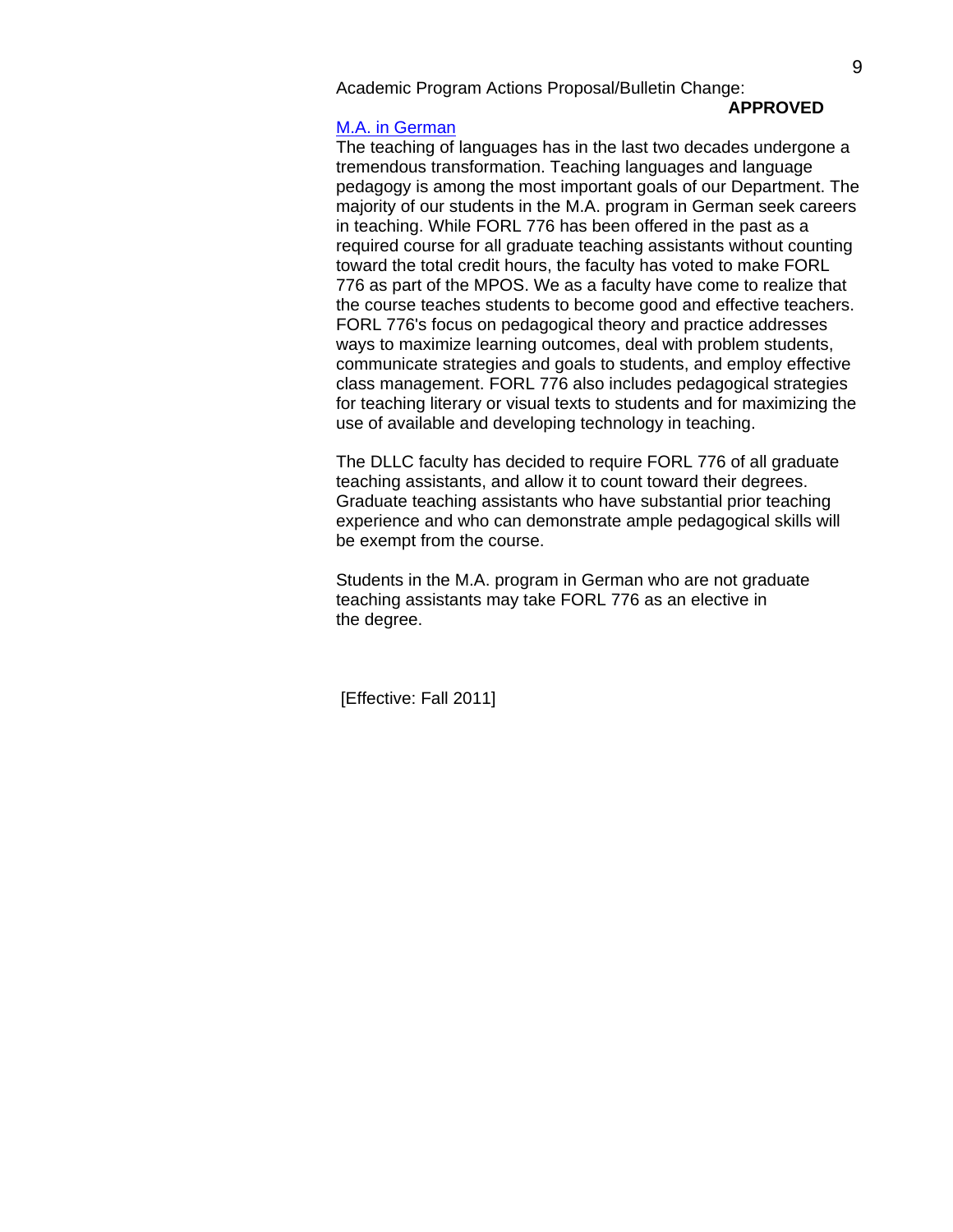Academic Program Actions Proposal/Bulletin Change:

**APPROVED**

M.A. in German

The teaching of languages has in the last two decades undergone a tremendous transformation. Teaching languages and language pedagogy is among the most important goals of our Department. The majority of our students in the M.A. program in German seek careers in teaching. While FORL 776 has been offered in the past as a required course for all graduate teaching assistants without counting toward the total credit hours, the faculty has voted to make FORL 776 as part of the MPOS. We as a faculty have come to realize that the course teaches students to become good and effective teachers. FORL 776's focus on pedagogical theory and practice addresses ways to maximize learning outcomes, deal with problem students, communicate strategies and goals to students, and employ effective class management. FORL 776 also includes pedagogical strategies for teaching literary or visual texts to students and for maximizing the use of available and developing technology in teaching.

The DLLC faculty has decided to require FORL 776 of all graduate teaching assistants, and allow it to count toward their degrees. Graduate teaching assistants who have substantial prior teaching experience and who can demonstrate ample pedagogical skills will be exempt from the course.

Students in the M.A. program in German who are not graduate teaching assistants may take FORL 776 as an elective in the degree.

[Effective: Fall 2011]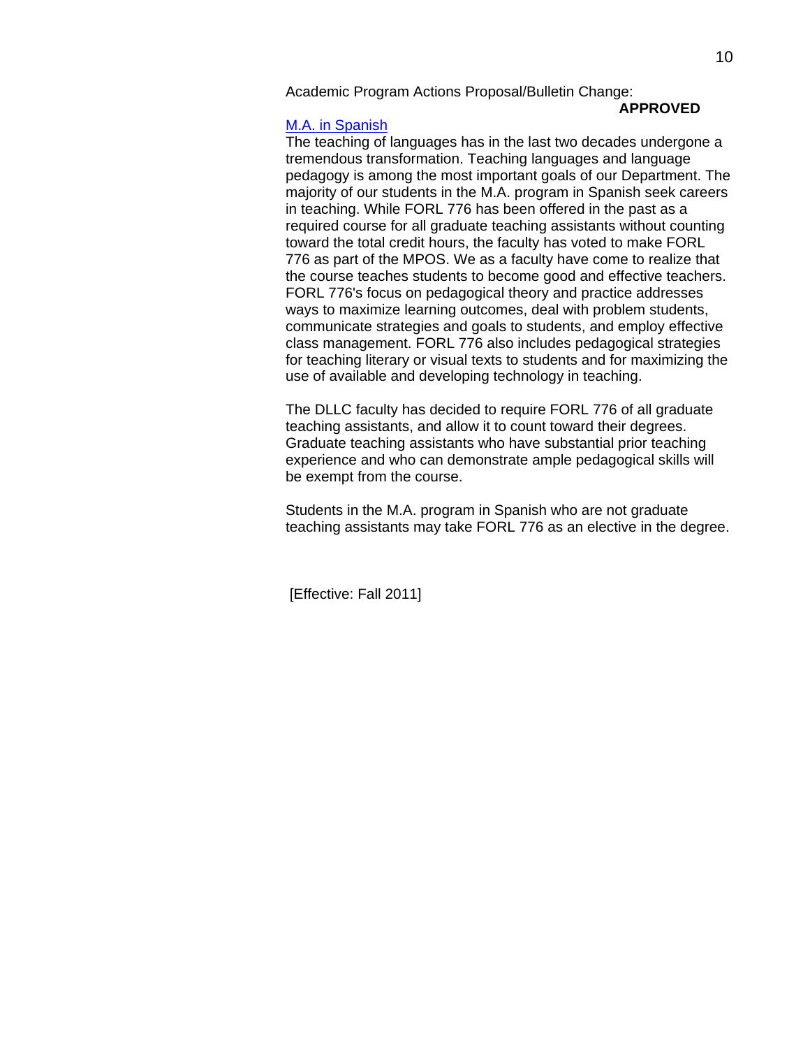Academic Program Actions Proposal/Bulletin Change:

**APPROVED**

M.A. in Spanish

The teaching of languages has in the last two decades undergone a tremendous transformation. Teaching languages and language pedagogy is among the most important goals of our Department. The majority of our students in the M.A. program in Spanish seek careers in teaching. While FORL 776 has been offered in the past as a required course for all graduate teaching assistants without counting toward the total credit hours, the faculty has voted to make FORL 776 as part of the MPOS. We as a faculty have come to realize that the course teaches students to become good and effective teachers. FORL 776's focus on pedagogical theory and practice addresses ways to maximize learning outcomes, deal with problem students, communicate strategies and goals to students, and employ effective class management. FORL 776 also includes pedagogical strategies for teaching literary or visual texts to students and for maximizing the use of available and developing technology in teaching.

The DLLC faculty has decided to require FORL 776 of all graduate teaching assistants, and allow it to count toward their degrees. Graduate teaching assistants who have substantial prior teaching experience and who can demonstrate ample pedagogical skills will be exempt from the course.

Students in the M.A. program in Spanish who are not graduate teaching assistants may take FORL 776 as an elective in the degree.

[Effective: Fall 2011]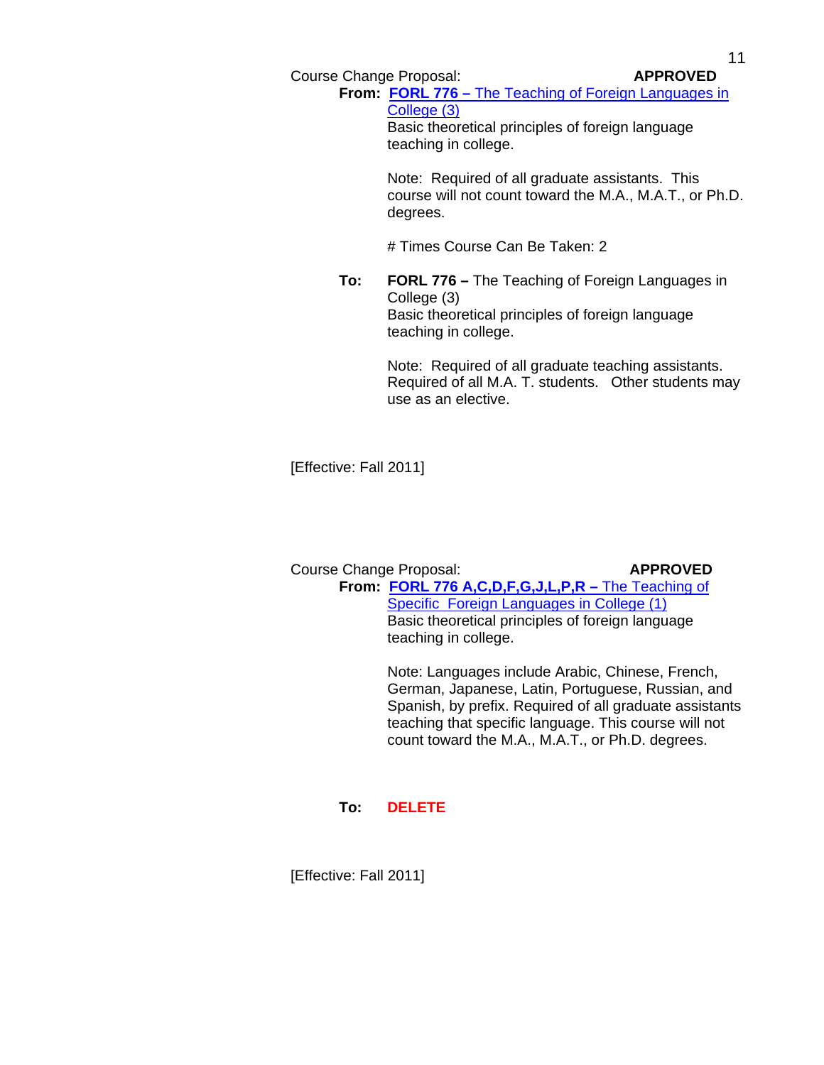Course Change Proposal: **APPROVED**

**From:** **FORL 776 –** The Teaching of Foreign Languages in College (3)

Basic theoretical principles of foreign language teaching in college.

Note: Required of all graduate assistants. This course will not count toward the M.A., M.A.T., or Ph.D. degrees.

# Times Course Can Be Taken: 2

**To:** **FORL 776 –** The Teaching of Foreign Languages in College (3)

Basic theoretical principles of foreign language teaching in college.

Note: Required of all graduate teaching assistants. Required of all M.A. T. students. Other students may use as an elective.

[Effective: Fall 2011]

Course Change Proposal: **APPROVED**

**From:** **FORL 776 A,C,D,F,G,J,L,P,R –** The Teaching of Specific Foreign Languages in College (1)

Basic theoretical principles of foreign language teaching in college.

Note: Languages include Arabic, Chinese, French, German, Japanese, Latin, Portuguese, Russian, and Spanish, by prefix. Required of all graduate assistants teaching that specific language. This course will not count toward the M.A., M.A.T., or Ph.D. degrees.

**To:** **DELETE**

[Effective: Fall 2011]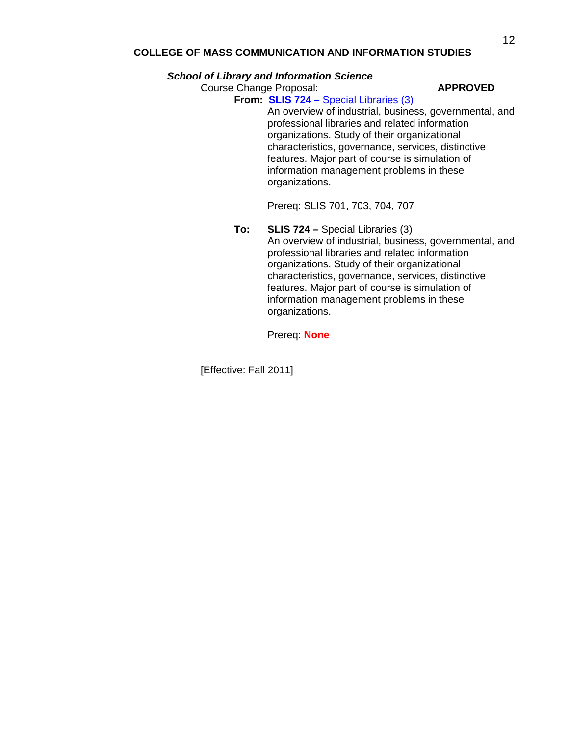### COLLEGE OF MASS COMMUNICATION AND INFORMATION STUDIES

***School of Library and Information Science***

Course Change Proposal: **APPROVED**

**From:** **SLIS 724 –** Special Libraries (3)

An overview of industrial, business, governmental, and professional libraries and related information organizations. Study of their organizational characteristics, governance, services, distinctive features. Major part of course is simulation of information management problems in these organizations.

Prereq: SLIS 701, 703, 704, 707

**To:** **SLIS 724 –** Special Libraries (3)

An overview of industrial, business, governmental, and professional libraries and related information organizations. Study of their organizational characteristics, governance, services, distinctive features. Major part of course is simulation of information management problems in these organizations.

Prereq: **None**

[Effective: Fall 2011]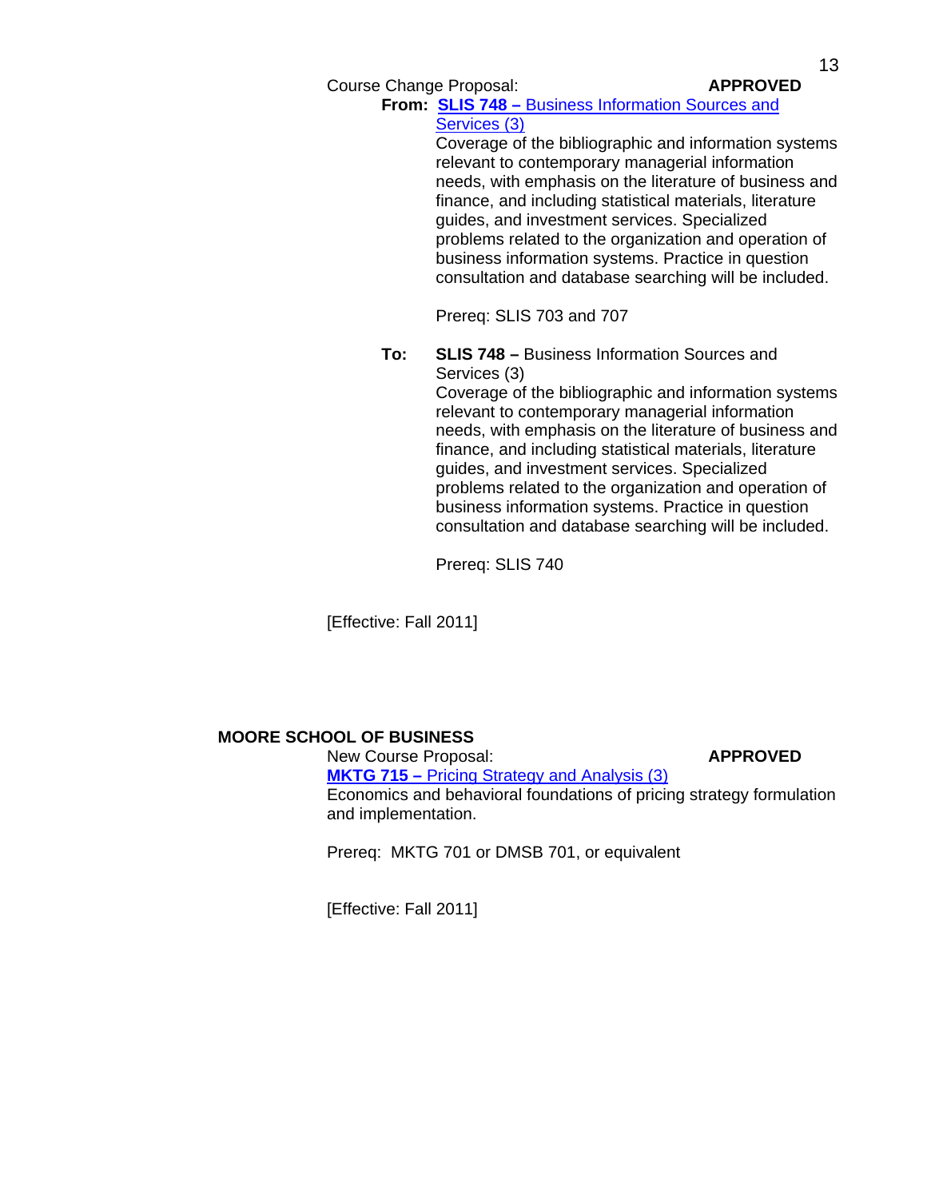Course Change Proposal: **APPROVED**

**From: SLIS 748 –** Business Information Sources and Services (3)

Coverage of the bibliographic and information systems relevant to contemporary managerial information needs, with emphasis on the literature of business and finance, and including statistical materials, literature guides, and investment services. Specialized problems related to the organization and operation of business information systems. Practice in question consultation and database searching will be included.

Prereq: SLIS 703 and 707

**To: SLIS 748 –** Business Information Sources and Services (3)

Coverage of the bibliographic and information systems relevant to contemporary managerial information needs, with emphasis on the literature of business and finance, and including statistical materials, literature guides, and investment services. Specialized problems related to the organization and operation of business information systems. Practice in question consultation and database searching will be included.

Prereq: SLIS 740

[Effective: Fall 2011]

**MOORE SCHOOL OF BUSINESS**

New Course Proposal: **APPROVED**

**MKTG 715 –** Pricing Strategy and Analysis (3)

Economics and behavioral foundations of pricing strategy formulation and implementation.

Prereq: MKTG 701 or DMSB 701, or equivalent

[Effective: Fall 2011]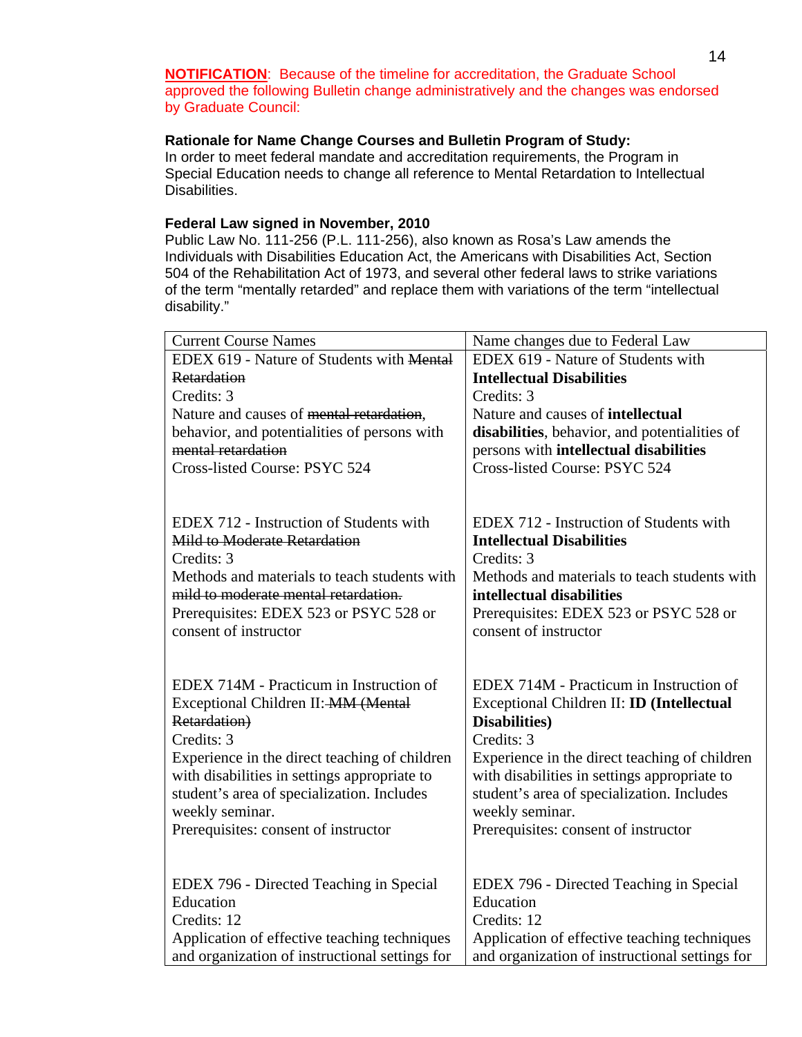**NOTIFICATION**: Because of the timeline for accreditation, the Graduate School approved the following Bulletin change administratively and the changes was endorsed by Graduate Council:

**Rationale for Name Change Courses and Bulletin Program of Study:**
In order to meet federal mandate and accreditation requirements, the Program in Special Education needs to change all reference to Mental Retardation to Intellectual Disabilities.

**Federal Law signed in November, 2010**
Public Law No. 111-256 (P.L. 111-256), also known as Rosa's Law amends the Individuals with Disabilities Education Act, the Americans with Disabilities Act, Section 504 of the Rehabilitation Act of 1973, and several other federal laws to strike variations of the term "mentally retarded" and replace them with variations of the term "intellectual disability."

| Current Course Names | Name changes due to Federal Law |
|---|---|
| EDEX 619 - Nature of Students with ~~Mental Retardation~~<br>Credits: 3<br>Nature and causes of ~~mental retardation~~, behavior, and potentialities of persons with ~~mental retardation~~<br>Cross-listed Course: PSYC 524 | EDEX 619 - Nature of Students with **Intellectual Disabilities**<br>Credits: 3<br>Nature and causes of **intellectual disabilities**, behavior, and potentialities of persons with **intellectual disabilities**<br>Cross-listed Course: PSYC 524 |
| EDEX 712 - Instruction of Students with ~~Mild to Moderate Retardation~~<br>Credits: 3<br>Methods and materials to teach students with ~~mild to moderate mental retardation.~~<br>Prerequisites: EDEX 523 or PSYC 528 or consent of instructor | EDEX 712 - Instruction of Students with **Intellectual Disabilities**<br>Credits: 3<br>Methods and materials to teach students with **intellectual disabilities**<br>Prerequisites: EDEX 523 or PSYC 528 or consent of instructor |
| EDEX 714M - Practicum in Instruction of Exceptional Children II: ~~MM (Mental Retardation)~~<br>Credits: 3<br>Experience in the direct teaching of children with disabilities in settings appropriate to student's area of specialization. Includes weekly seminar.<br>Prerequisites: consent of instructor | EDEX 714M - Practicum in Instruction of Exceptional Children II: **ID (Intellectual Disabilities)**<br>Credits: 3<br>Experience in the direct teaching of children with disabilities in settings appropriate to student's area of specialization. Includes weekly seminar.<br>Prerequisites: consent of instructor |
| EDEX 796 - Directed Teaching in Special Education<br>Credits: 12<br>Application of effective teaching techniques and organization of instructional settings for | EDEX 796 - Directed Teaching in Special Education<br>Credits: 12<br>Application of effective teaching techniques and organization of instructional settings for |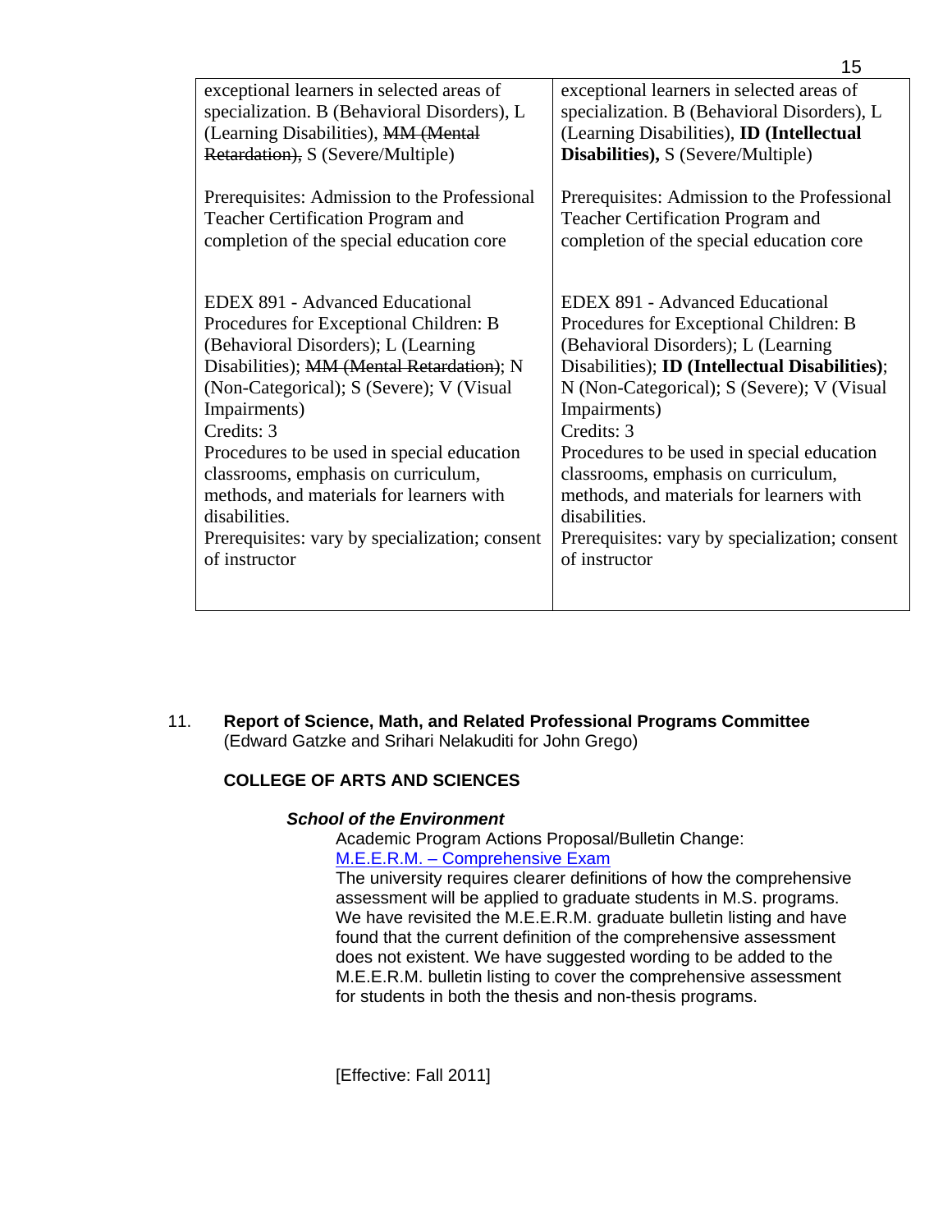| | |
|---|---|
| exceptional learners in selected areas of specialization. B (Behavioral Disorders), L (Learning Disabilities), ~~MM (Mental Retardation),~~ S (Severe/Multiple)<br><br>Prerequisites: Admission to the Professional Teacher Certification Program and completion of the special education core | exceptional learners in selected areas of specialization. B (Behavioral Disorders), L (Learning Disabilities), **ID (Intellectual Disabilities),** S (Severe/Multiple)<br><br>Prerequisites: Admission to the Professional Teacher Certification Program and completion of the special education core |
| EDEX 891 - Advanced Educational Procedures for Exceptional Children: B (Behavioral Disorders); L (Learning Disabilities); ~~MM (Mental Retardation)~~; N (Non-Categorical); S (Severe); V (Visual Impairments)<br>Credits: 3<br>Procedures to be used in special education classrooms, emphasis on curriculum, methods, and materials for learners with disabilities.<br>Prerequisites: vary by specialization; consent of instructor | EDEX 891 - Advanced Educational Procedures for Exceptional Children: B (Behavioral Disorders); L (Learning Disabilities); **ID (Intellectual Disabilities)**; N (Non-Categorical); S (Severe); V (Visual Impairments)<br>Credits: 3<br>Procedures to be used in special education classrooms, emphasis on curriculum, methods, and materials for learners with disabilities.<br>Prerequisites: vary by specialization; consent of instructor |

11. **Report of Science, Math, and Related Professional Programs Committee**
(Edward Gatzke and Srihari Nelakuditi for John Grego)

**COLLEGE OF ARTS AND SCIENCES**

***School of the Environment***

Academic Program Actions Proposal/Bulletin Change:
M.E.E.R.M. – Comprehensive Exam
The university requires clearer definitions of how the comprehensive assessment will be applied to graduate students in M.S. programs. We have revisited the M.E.E.R.M. graduate bulletin listing and have found that the current definition of the comprehensive assessment does not existent. We have suggested wording to be added to the M.E.E.R.M. bulletin listing to cover the comprehensive assessment for students in both the thesis and non-thesis programs.

[Effective: Fall 2011]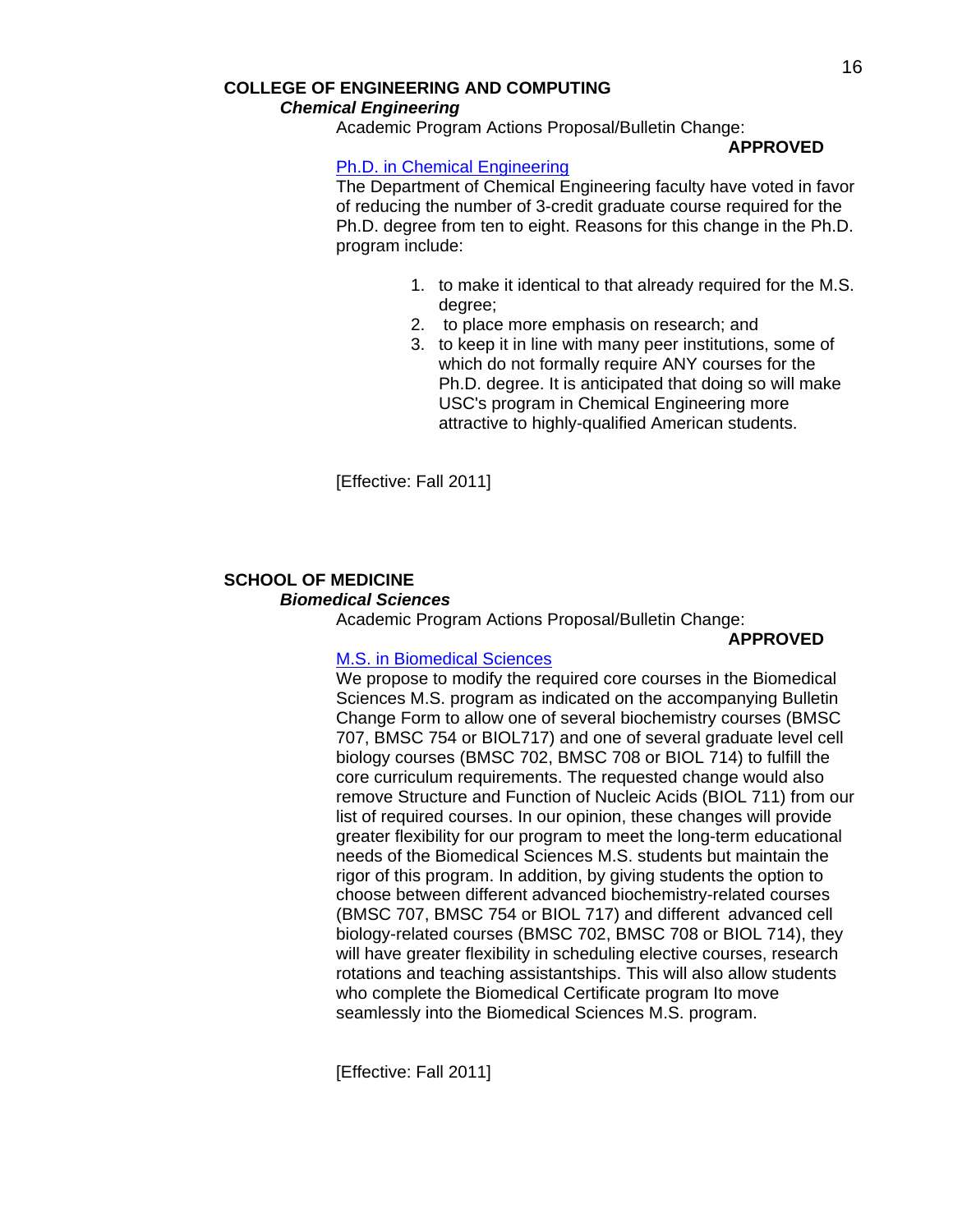**COLLEGE OF ENGINEERING AND COMPUTING**

***Chemical Engineering***

Academic Program Actions Proposal/Bulletin Change:

**APPROVED**

Ph.D. in Chemical Engineering

The Department of Chemical Engineering faculty have voted in favor of reducing the number of 3-credit graduate course required for the Ph.D. degree from ten to eight. Reasons for this change in the Ph.D. program include:

1. to make it identical to that already required for the M.S. degree;
2. to place more emphasis on research; and
3. to keep it in line with many peer institutions, some of which do not formally require ANY courses for the Ph.D. degree. It is anticipated that doing so will make USC's program in Chemical Engineering more attractive to highly-qualified American students.

[Effective: Fall 2011]

**SCHOOL OF MEDICINE**

***Biomedical Sciences***

Academic Program Actions Proposal/Bulletin Change:

**APPROVED**

M.S. in Biomedical Sciences

We propose to modify the required core courses in the Biomedical Sciences M.S. program as indicated on the accompanying Bulletin Change Form to allow one of several biochemistry courses (BMSC 707, BMSC 754 or BIOL717) and one of several graduate level cell biology courses (BMSC 702, BMSC 708 or BIOL 714) to fulfill the core curriculum requirements. The requested change would also remove Structure and Function of Nucleic Acids (BIOL 711) from our list of required courses. In our opinion, these changes will provide greater flexibility for our program to meet the long-term educational needs of the Biomedical Sciences M.S. students but maintain the rigor of this program. In addition, by giving students the option to choose between different advanced biochemistry-related courses (BMSC 707, BMSC 754 or BIOL 717) and different advanced cell biology-related courses (BMSC 702, BMSC 708 or BIOL 714), they will have greater flexibility in scheduling elective courses, research rotations and teaching assistantships. This will also allow students who complete the Biomedical Certificate program Ito move seamlessly into the Biomedical Sciences M.S. program.

[Effective: Fall 2011]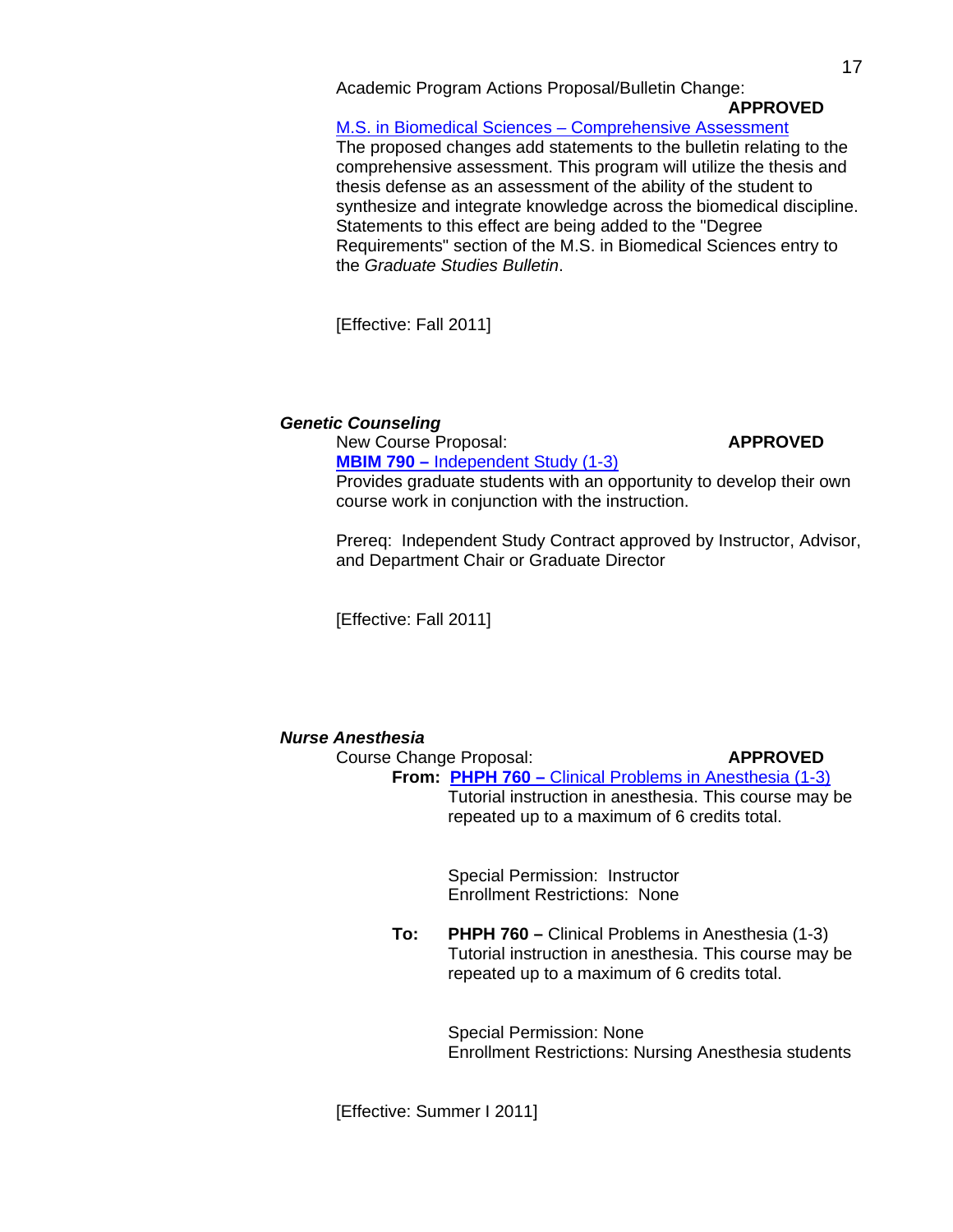Academic Program Actions Proposal/Bulletin Change: **APPROVED**

M.S. in Biomedical Sciences – Comprehensive Assessment

The proposed changes add statements to the bulletin relating to the comprehensive assessment. This program will utilize the thesis and thesis defense as an assessment of the ability of the student to synthesize and integrate knowledge across the biomedical discipline. Statements to this effect are being added to the "Degree Requirements" section of the M.S. in Biomedical Sciences entry to the *Graduate Studies Bulletin*.

[Effective: Fall 2011]

***Genetic Counseling***

New Course Proposal: **APPROVED**

**MBIM 790 –** Independent Study (1-3)

Provides graduate students with an opportunity to develop their own course work in conjunction with the instruction.

Prereq: Independent Study Contract approved by Instructor, Advisor, and Department Chair or Graduate Director

[Effective: Fall 2011]

***Nurse Anesthesia***

Course Change Proposal: **APPROVED**

**From:** **PHPH 760 –** Clinical Problems in Anesthesia (1-3)

Tutorial instruction in anesthesia. This course may be repeated up to a maximum of 6 credits total.

Special Permission: Instructor
Enrollment Restrictions: None

**To:** **PHPH 760 –** Clinical Problems in Anesthesia (1-3)

Tutorial instruction in anesthesia. This course may be repeated up to a maximum of 6 credits total.

Special Permission: None
Enrollment Restrictions: Nursing Anesthesia students

[Effective: Summer I 2011]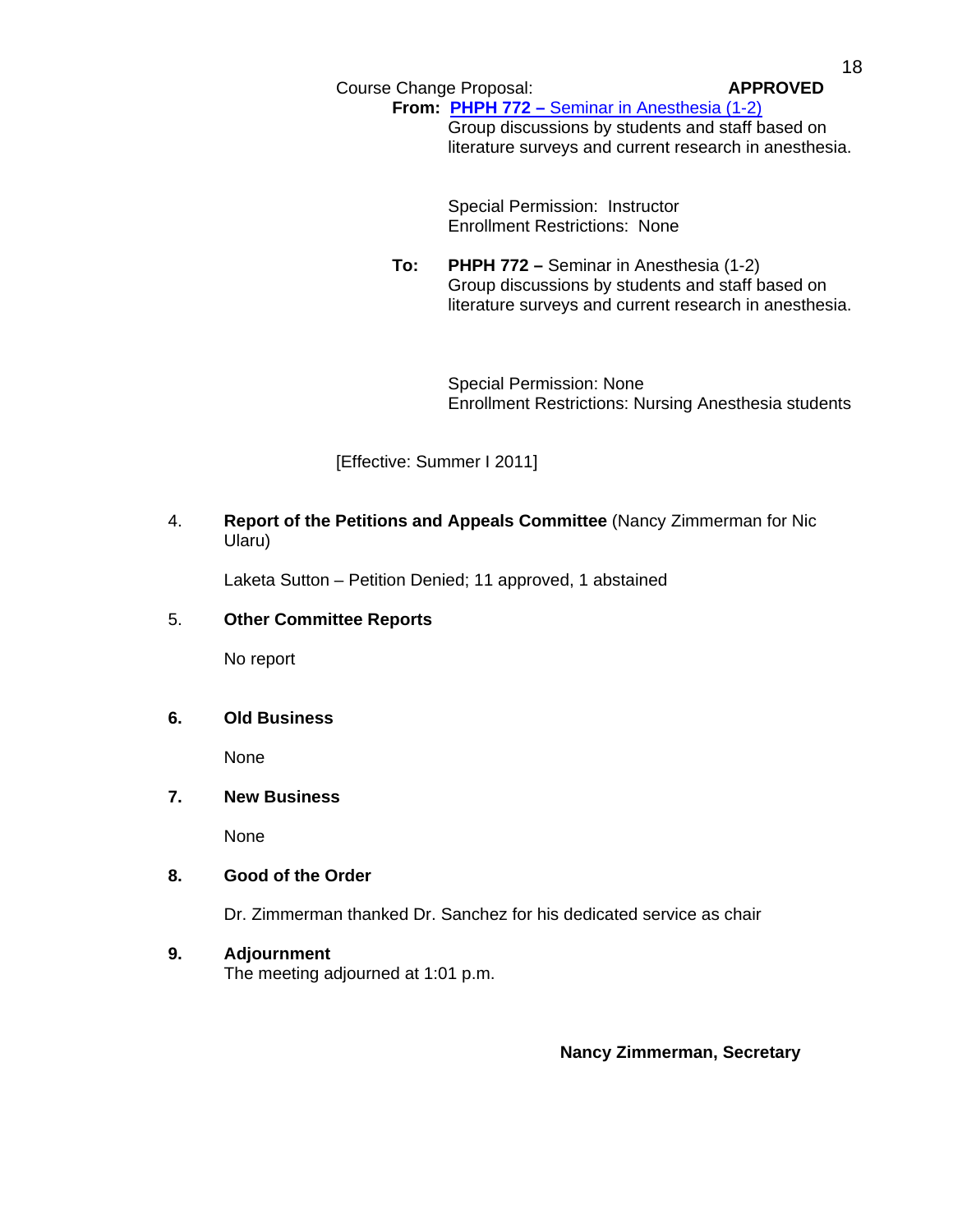Course Change Proposal: **APPROVED**

**From:** **PHPH 772 –** Seminar in Anesthesia (1-2)
Group discussions by students and staff based on literature surveys and current research in anesthesia.

Special Permission: Instructor
Enrollment Restrictions: None

**To:** **PHPH 772 –** Seminar in Anesthesia (1-2)
Group discussions by students and staff based on literature surveys and current research in anesthesia.

Special Permission: None
Enrollment Restrictions: Nursing Anesthesia students

[Effective: Summer I 2011]

4. **Report of the Petitions and Appeals Committee** (Nancy Zimmerman for Nic Ularu)

   Laketa Sutton – Petition Denied; 11 approved, 1 abstained

5. **Other Committee Reports**

   No report

6. **Old Business**

   None

7. **New Business**

   None

8. **Good of the Order**

   Dr. Zimmerman thanked Dr. Sanchez for his dedicated service as chair

9. **Adjournment**
   The meeting adjourned at 1:01 p.m.

**Nancy Zimmerman, Secretary**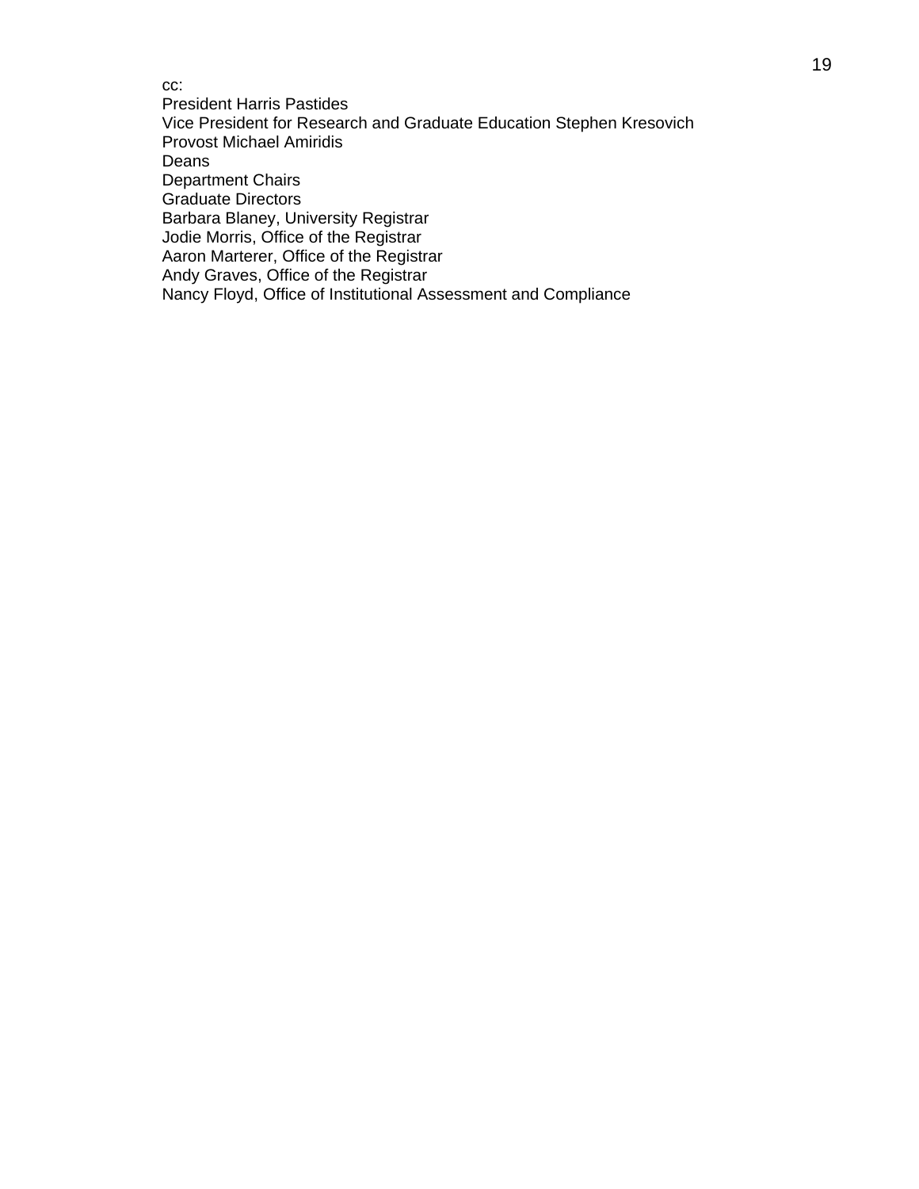cc:
President Harris Pastides
Vice President for Research and Graduate Education Stephen Kresovich
Provost Michael Amiridis
Deans
Department Chairs
Graduate Directors
Barbara Blaney, University Registrar
Jodie Morris, Office of the Registrar
Aaron Marterer, Office of the Registrar
Andy Graves, Office of the Registrar
Nancy Floyd, Office of Institutional Assessment and Compliance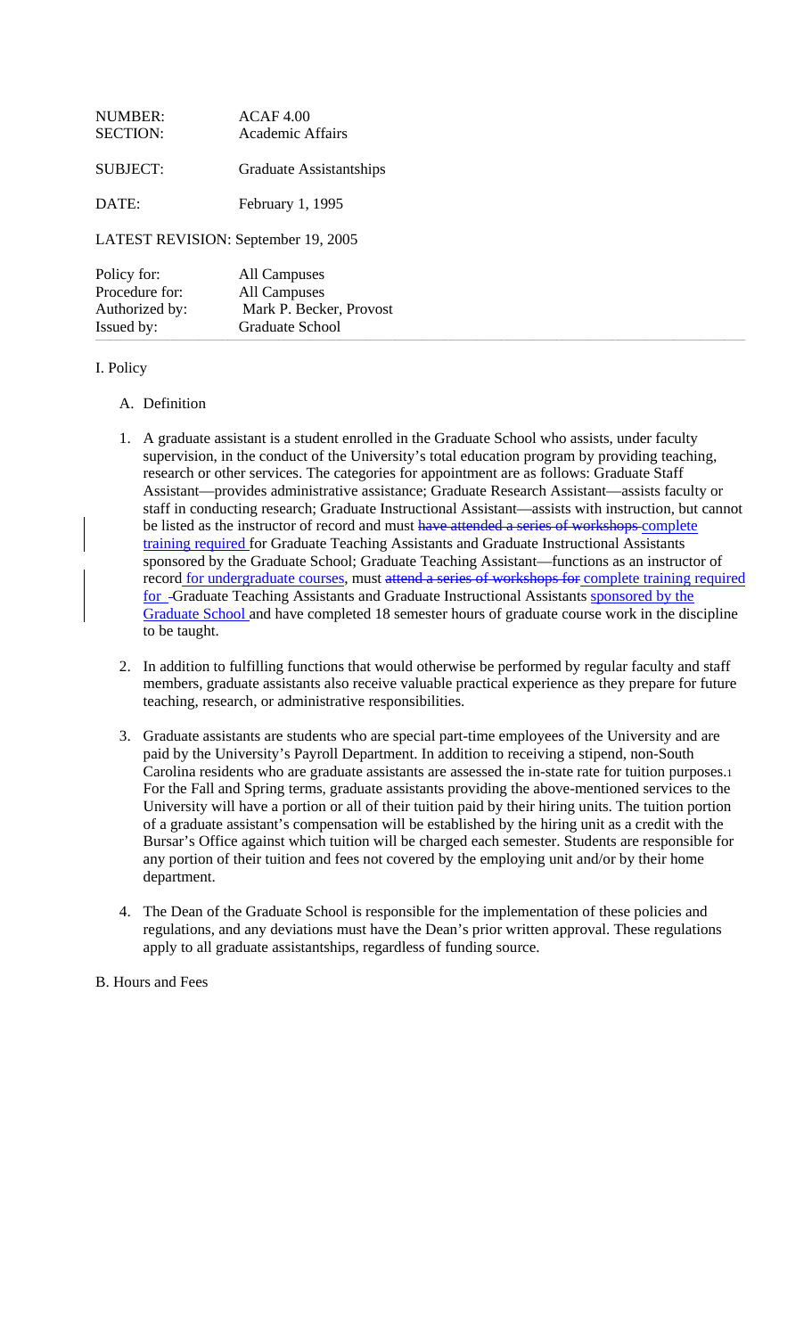NUMBER: ACAF 4.00
SECTION: Academic Affairs

SUBJECT: Graduate Assistantships

DATE: February 1, 1995

LATEST REVISION: September 19, 2005

Policy for: All Campuses
Procedure for: All Campuses
Authorized by: Mark P. Becker, Provost
Issued by: Graduate School

---

I. Policy

A. Definition

1. A graduate assistant is a student enrolled in the Graduate School who assists, under faculty supervision, in the conduct of the University's total education program by providing teaching, research or other services. The categories for appointment are as follows: Graduate Staff Assistant—provides administrative assistance; Graduate Research Assistant—assists faculty or staff in conducting research; Graduate Instructional Assistant—assists with instruction, but cannot be listed as the instructor of record and must ~~have attended a series of workshops~~ complete training required for Graduate Teaching Assistants and Graduate Instructional Assistants sponsored by the Graduate School; Graduate Teaching Assistant—functions as an instructor of record for undergraduate courses, must ~~attend a series of workshops for~~ complete training required for ~~-~~Graduate Teaching Assistants and Graduate Instructional Assistants sponsored by the Graduate School and have completed 18 semester hours of graduate course work in the discipline to be taught.

2. In addition to fulfilling functions that would otherwise be performed by regular faculty and staff members, graduate assistants also receive valuable practical experience as they prepare for future teaching, research, or administrative responsibilities.

3. Graduate assistants are students who are special part-time employees of the University and are paid by the University's Payroll Department. In addition to receiving a stipend, non-South Carolina residents who are graduate assistants are assessed the in-state rate for tuition purposes.[1] For the Fall and Spring terms, graduate assistants providing the above-mentioned services to the University will have a portion or all of their tuition paid by their hiring units. The tuition portion of a graduate assistant's compensation will be established by the hiring unit as a credit with the Bursar's Office against which tuition will be charged each semester. Students are responsible for any portion of their tuition and fees not covered by the employing unit and/or by their home department.

4. The Dean of the Graduate School is responsible for the implementation of these policies and regulations, and any deviations must have the Dean's prior written approval. These regulations apply to all graduate assistantships, regardless of funding source.

B. Hours and Fees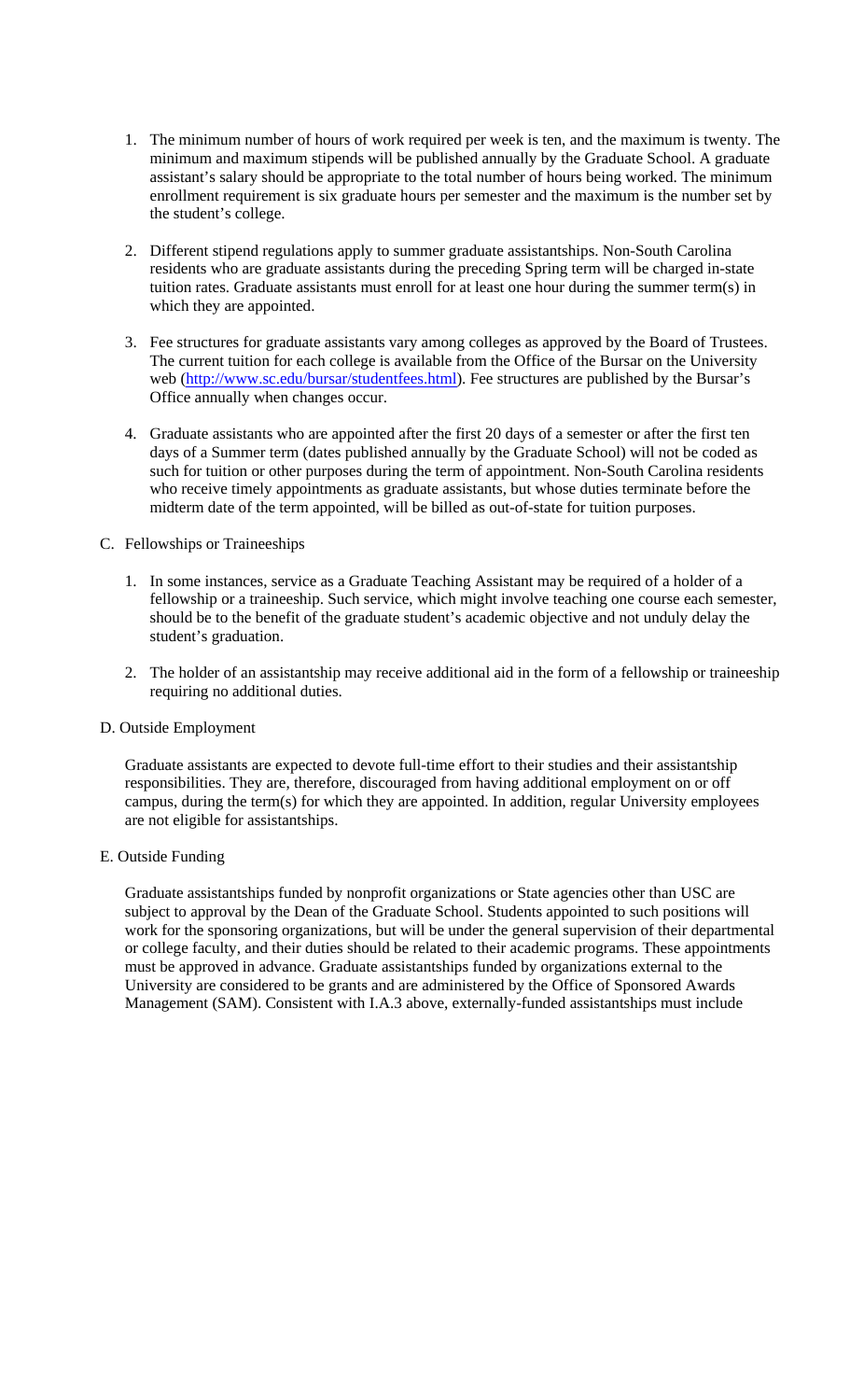1. The minimum number of hours of work required per week is ten, and the maximum is twenty. The minimum and maximum stipends will be published annually by the Graduate School. A graduate assistant's salary should be appropriate to the total number of hours being worked. The minimum enrollment requirement is six graduate hours per semester and the maximum is the number set by the student's college.

2. Different stipend regulations apply to summer graduate assistantships. Non-South Carolina residents who are graduate assistants during the preceding Spring term will be charged in-state tuition rates. Graduate assistants must enroll for at least one hour during the summer term(s) in which they are appointed.

3. Fee structures for graduate assistants vary among colleges as approved by the Board of Trustees. The current tuition for each college is available from the Office of the Bursar on the University web (http://www.sc.edu/bursar/studentfees.html). Fee structures are published by the Bursar's Office annually when changes occur.

4. Graduate assistants who are appointed after the first 20 days of a semester or after the first ten days of a Summer term (dates published annually by the Graduate School) will not be coded as such for tuition or other purposes during the term of appointment. Non-South Carolina residents who receive timely appointments as graduate assistants, but whose duties terminate before the midterm date of the term appointed, will be billed as out-of-state for tuition purposes.

C. Fellowships or Traineeships

1. In some instances, service as a Graduate Teaching Assistant may be required of a holder of a fellowship or a traineeship. Such service, which might involve teaching one course each semester, should be to the benefit of the graduate student's academic objective and not unduly delay the student's graduation.

2. The holder of an assistantship may receive additional aid in the form of a fellowship or traineeship requiring no additional duties.

D. Outside Employment

Graduate assistants are expected to devote full-time effort to their studies and their assistantship responsibilities. They are, therefore, discouraged from having additional employment on or off campus, during the term(s) for which they are appointed. In addition, regular University employees are not eligible for assistantships.

E. Outside Funding

Graduate assistantships funded by nonprofit organizations or State agencies other than USC are subject to approval by the Dean of the Graduate School. Students appointed to such positions will work for the sponsoring organizations, but will be under the general supervision of their departmental or college faculty, and their duties should be related to their academic programs. These appointments must be approved in advance. Graduate assistantships funded by organizations external to the University are considered to be grants and are administered by the Office of Sponsored Awards Management (SAM). Consistent with I.A.3 above, externally-funded assistantships must include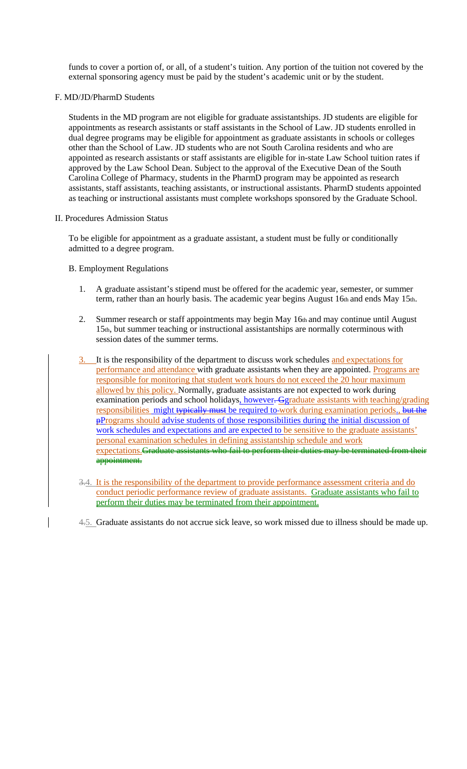funds to cover a portion of, or all, of a student's tuition. Any portion of the tuition not covered by the external sponsoring agency must be paid by the student's academic unit or by the student.

F. MD/JD/PharmD Students

Students in the MD program are not eligible for graduate assistantships. JD students are eligible for appointments as research assistants or staff assistants in the School of Law. JD students enrolled in dual degree programs may be eligible for appointment as graduate assistants in schools or colleges other than the School of Law. JD students who are not South Carolina residents and who are appointed as research assistants or staff assistants are eligible for in-state Law School tuition rates if approved by the Law School Dean. Subject to the approval of the Executive Dean of the South Carolina College of Pharmacy, students in the PharmD program may be appointed as research assistants, staff assistants, teaching assistants, or instructional assistants. PharmD students appointed as teaching or instructional assistants must complete workshops sponsored by the Graduate School.

II. Procedures Admission Status

To be eligible for appointment as a graduate assistant, a student must be fully or conditionally admitted to a degree program.

B. Employment Regulations

1. A graduate assistant's stipend must be offered for the academic year, semester, or summer term, rather than an hourly basis. The academic year begins August 16th and ends May 15th.

2. Summer research or staff appointments may begin May 16th and may continue until August 15th, but summer teaching or instructional assistantships are normally coterminous with session dates of the summer terms.

3. It is the responsibility of the department to discuss work schedules and expectations for performance and attendance with graduate assistants when they are appointed. Programs are responsible for monitoring that student work hours do not exceed the 20 hour maximum allowed by this policy. Normally, graduate assistants are not expected to work during examination periods and school holidays, however~~.~~ ~~G~~graduate assistants with teaching/grading responsibilities might ~~typically must~~ be required to~~-~~work during examination periods.~~, but the~~ ~~p~~Programs should advise students of those responsibilities during the initial discussion of work schedules and expectations and are expected to be sensitive to the graduate assistants' personal examination schedules in defining assistantship schedule and work expectations.~~Graduate assistants who fail to perform their duties may be terminated from their appointment.~~

~~3.~~4. It is the responsibility of the department to provide performance assessment criteria and do conduct periodic performance review of graduate assistants. Graduate assistants who fail to perform their duties may be terminated from their appointment.

~~4.~~5. Graduate assistants do not accrue sick leave, so work missed due to illness should be made up.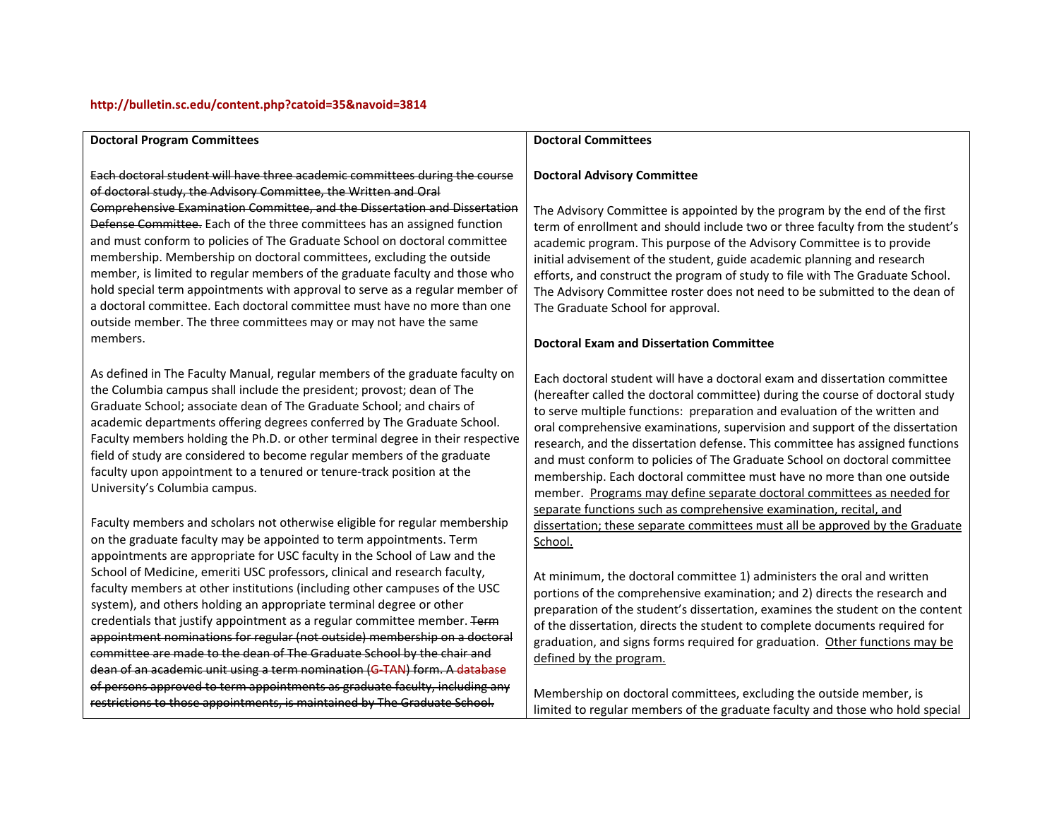**http://bulletin.sc.edu/content.php?catoid=35&navoid=3814**

| **Doctoral Program Committees** | **Doctoral Committees** |
|---|---|
| ~~Each doctoral student will have three academic committees during the course of doctoral study, the Advisory Committee, the Written and Oral Comprehensive Examination Committee, and the Dissertation and Dissertation Defense Committee.~~ Each of the three committees has an assigned function and must conform to policies of The Graduate School on doctoral committee membership. Membership on doctoral committees, excluding the outside member, is limited to regular members of the graduate faculty and those who hold special term appointments with approval to serve as a regular member of a doctoral committee. Each doctoral committee must have no more than one outside member. The three committees may or may not have the same members.<br><br>As defined in The Faculty Manual, regular members of the graduate faculty on the Columbia campus shall include the president; provost; dean of The Graduate School; associate dean of The Graduate School; and chairs of academic departments offering degrees conferred by The Graduate School. Faculty members holding the Ph.D. or other terminal degree in their respective field of study are considered to become regular members of the graduate faculty upon appointment to a tenured or tenure-track position at the University's Columbia campus.<br><br>Faculty members and scholars not otherwise eligible for regular membership on the graduate faculty may be appointed to term appointments. Term appointments are appropriate for USC faculty in the School of Law and the School of Medicine, emeriti USC professors, clinical and research faculty, faculty members at other institutions (including other campuses of the USC system), and others holding an appropriate terminal degree or other credentials that justify appointment as a regular committee member. ~~Term appointment nominations for regular (not outside) membership on a doctoral committee are made to the dean of The Graduate School by the chair and dean of an academic unit using a term nomination (G-TAN) form. A database of persons approved to term appointments as graduate faculty, including any restrictions to those appointments, is maintained by The Graduate School.~~ | **Doctoral Advisory Committee**<br><br>The Advisory Committee is appointed by the program by the end of the first term of enrollment and should include two or three faculty from the student's academic program. This purpose of the Advisory Committee is to provide initial advisement of the student, guide academic planning and research efforts, and construct the program of study to file with The Graduate School. The Advisory Committee roster does not need to be submitted to the dean of The Graduate School for approval.<br><br>**Doctoral Exam and Dissertation Committee**<br><br>Each doctoral student will have a doctoral exam and dissertation committee (hereafter called the doctoral committee) during the course of doctoral study to serve multiple functions: preparation and evaluation of the written and oral comprehensive examinations, supervision and support of the dissertation research, and the dissertation defense. This committee has assigned functions and must conform to policies of The Graduate School on doctoral committee membership. Each doctoral committee must have no more than one outside member. <u>Programs may define separate doctoral committees as needed for separate functions such as comprehensive examination, recital, and dissertation; these separate committees must all be approved by the Graduate School.</u><br><br>At minimum, the doctoral committee 1) administers the oral and written portions of the comprehensive examination; and 2) directs the research and preparation of the student's dissertation, examines the student on the content of the dissertation, directs the student to complete documents required for graduation, and signs forms required for graduation. <u>Other functions may be defined by the program.</u><br><br>Membership on doctoral committees, excluding the outside member, is limited to regular members of the graduate faculty and those who hold special |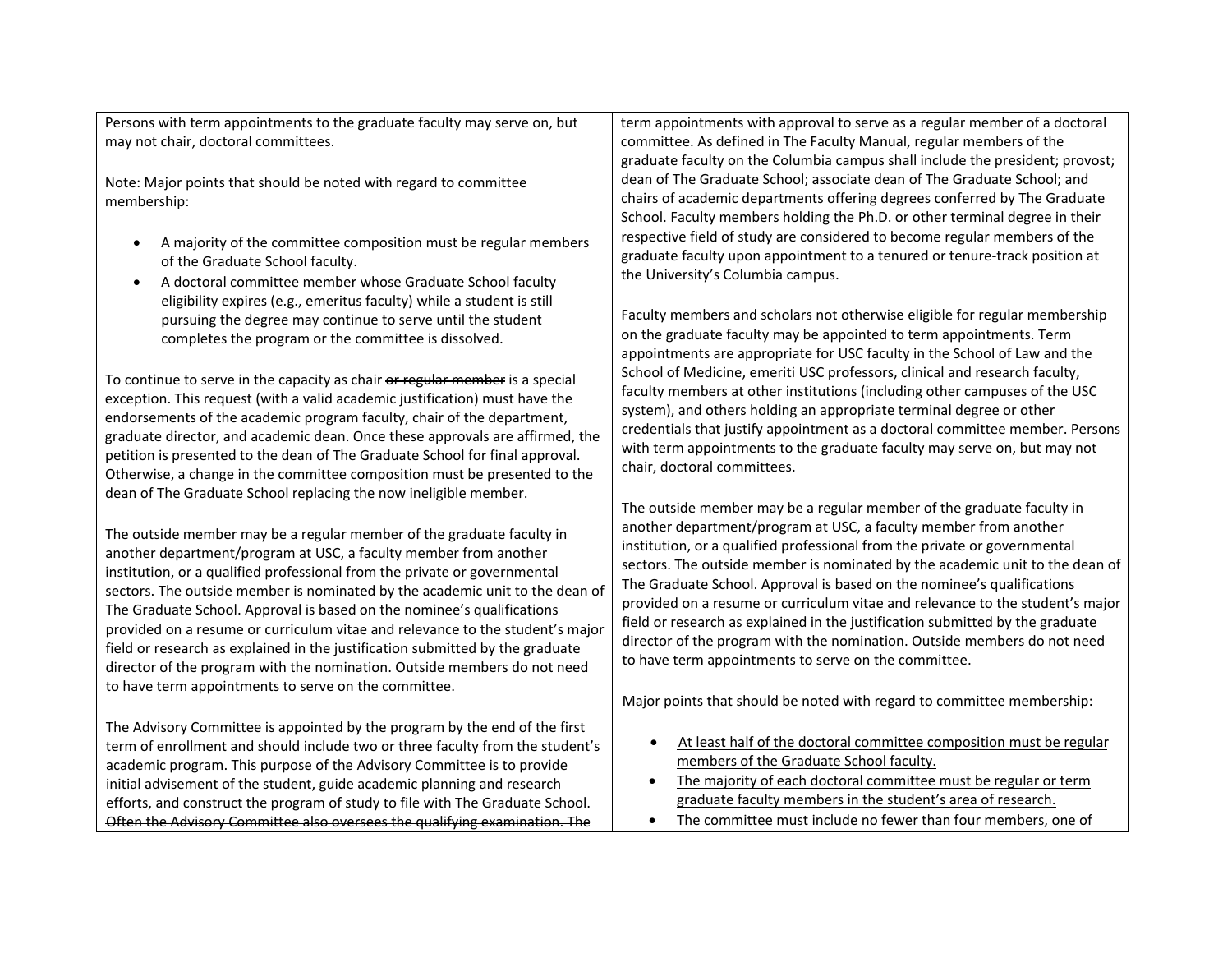| | |
|---|---|
| Persons with term appointments to the graduate faculty may serve on, but may not chair, doctoral committees.<br><br>Note: Major points that should be noted with regard to committee membership:<br><br>• A majority of the committee composition must be regular members of the Graduate School faculty.<br>• A doctoral committee member whose Graduate School faculty eligibility expires (e.g., emeritus faculty) while a student is still pursuing the degree may continue to serve until the student completes the program or the committee is dissolved.<br><br>To continue to serve in the capacity as chair ~~or regular member~~ is a special exception. This request (with a valid academic justification) must have the endorsements of the academic program faculty, chair of the department, graduate director, and academic dean. Once these approvals are affirmed, the petition is presented to the dean of The Graduate School for final approval. Otherwise, a change in the committee composition must be presented to the dean of The Graduate School replacing the now ineligible member.<br><br>The outside member may be a regular member of the graduate faculty in another department/program at USC, a faculty member from another institution, or a qualified professional from the private or governmental sectors. The outside member is nominated by the academic unit to the dean of The Graduate School. Approval is based on the nominee's qualifications provided on a resume or curriculum vitae and relevance to the student's major field or research as explained in the justification submitted by the graduate director of the program with the nomination. Outside members do not need to have term appointments to serve on the committee.<br><br>The Advisory Committee is appointed by the program by the end of the first term of enrollment and should include two or three faculty from the student's academic program. This purpose of the Advisory Committee is to provide initial advisement of the student, guide academic planning and research efforts, and construct the program of study to file with The Graduate School. ~~Often the Advisory Committee also oversees the qualifying examination. The~~ | term appointments with approval to serve as a regular member of a doctoral committee. As defined in The Faculty Manual, regular members of the graduate faculty on the Columbia campus shall include the president; provost; dean of The Graduate School; associate dean of The Graduate School; and chairs of academic departments offering degrees conferred by The Graduate School. Faculty members holding the Ph.D. or other terminal degree in their respective field of study are considered to become regular members of the graduate faculty upon appointment to a tenured or tenure-track position at the University's Columbia campus.<br><br>Faculty members and scholars not otherwise eligible for regular membership on the graduate faculty may be appointed to term appointments. Term appointments are appropriate for USC faculty in the School of Law and the School of Medicine, emeriti USC professors, clinical and research faculty, faculty members at other institutions (including other campuses of the USC system), and others holding an appropriate terminal degree or other credentials that justify appointment as a doctoral committee member. Persons with term appointments to the graduate faculty may serve on, but may not chair, doctoral committees.<br><br>The outside member may be a regular member of the graduate faculty in another department/program at USC, a faculty member from another institution, or a qualified professional from the private or governmental sectors. The outside member is nominated by the academic unit to the dean of The Graduate School. Approval is based on the nominee's qualifications provided on a resume or curriculum vitae and relevance to the student's major field or research as explained in the justification submitted by the graduate director of the program with the nomination. Outside members do not need to have term appointments to serve on the committee.<br><br>Major points that should be noted with regard to committee membership:<br><br>• <u>At least half of the doctoral committee composition must be regular members of the Graduate School faculty.</u><br>• <u>The majority of each doctoral committee must be regular or term graduate faculty members in the student's area of research.</u><br>• The committee must include no fewer than four members, one of |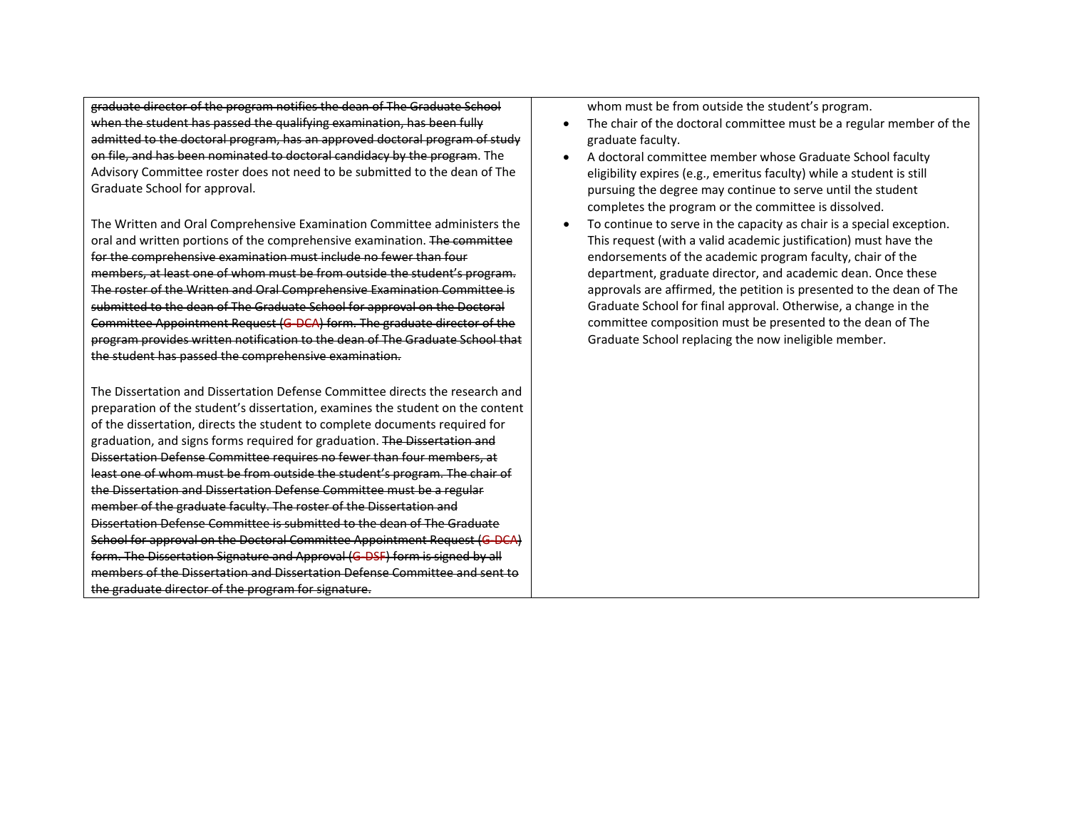| | |
|---|---|
| ~~graduate director of the program notifies the dean of The Graduate School when the student has passed the qualifying examination, has been fully admitted to the doctoral program, has an approved doctoral program of study on file, and has been nominated to doctoral candidacy by the program~~. The Advisory Committee roster does not need to be submitted to the dean of The Graduate School for approval.<br><br>The Written and Oral Comprehensive Examination Committee administers the oral and written portions of the comprehensive examination. ~~The committee for the comprehensive examination must include no fewer than four members, at least one of whom must be from outside the student's program. The roster of the Written and Oral Comprehensive Examination Committee is submitted to the dean of The Graduate School for approval on the Doctoral Committee Appointment Request (G-DCA) form. The graduate director of the program provides written notification to the dean of The Graduate School that the student has passed the comprehensive examination.~~<br><br>The Dissertation and Dissertation Defense Committee directs the research and preparation of the student's dissertation, examines the student on the content of the dissertation, directs the student to complete documents required for graduation, and signs forms required for graduation. ~~The Dissertation and Dissertation Defense Committee requires no fewer than four members, at least one of whom must be from outside the student's program. The chair of the Dissertation and Dissertation Defense Committee must be a regular member of the graduate faculty. The roster of the Dissertation and Dissertation Defense Committee is submitted to the dean of The Graduate School for approval on the Doctoral Committee Appointment Request (G-DCA) form. The Dissertation Signature and Approval (G-DSF) form is signed by all members of the Dissertation and Dissertation Defense Committee and sent to the graduate director of the program for signature.~~ | whom must be from outside the student's program.<br>• The chair of the doctoral committee must be a regular member of the graduate faculty.<br>• A doctoral committee member whose Graduate School faculty eligibility expires (e.g., emeritus faculty) while a student is still pursuing the degree may continue to serve until the student completes the program or the committee is dissolved.<br>• To continue to serve in the capacity as chair is a special exception. This request (with a valid academic justification) must have the endorsements of the academic program faculty, chair of the department, graduate director, and academic dean. Once these approvals are affirmed, the petition is presented to the dean of The Graduate School for final approval. Otherwise, a change in the committee composition must be presented to the dean of The Graduate School replacing the now ineligible member. |